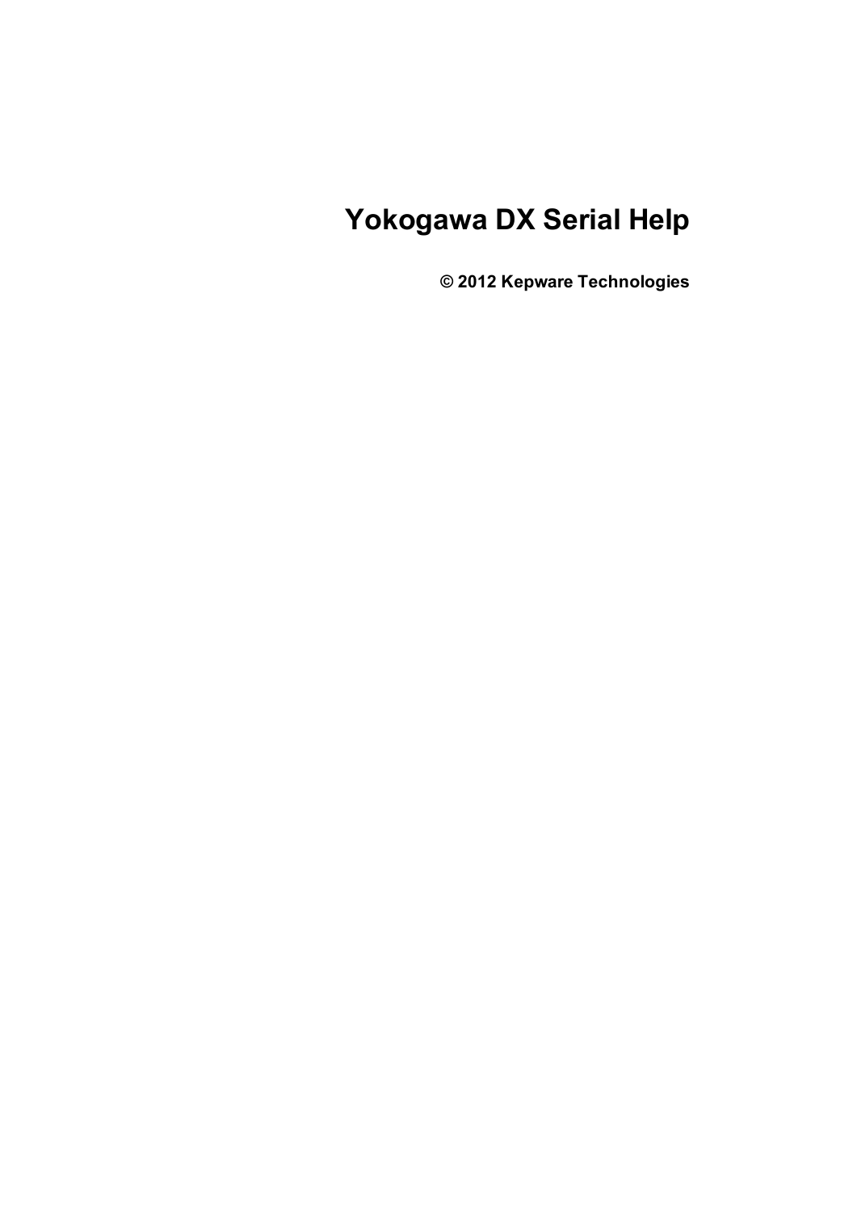# Yokogawa DX Serial Help

**© 2012 Kepware Technologies**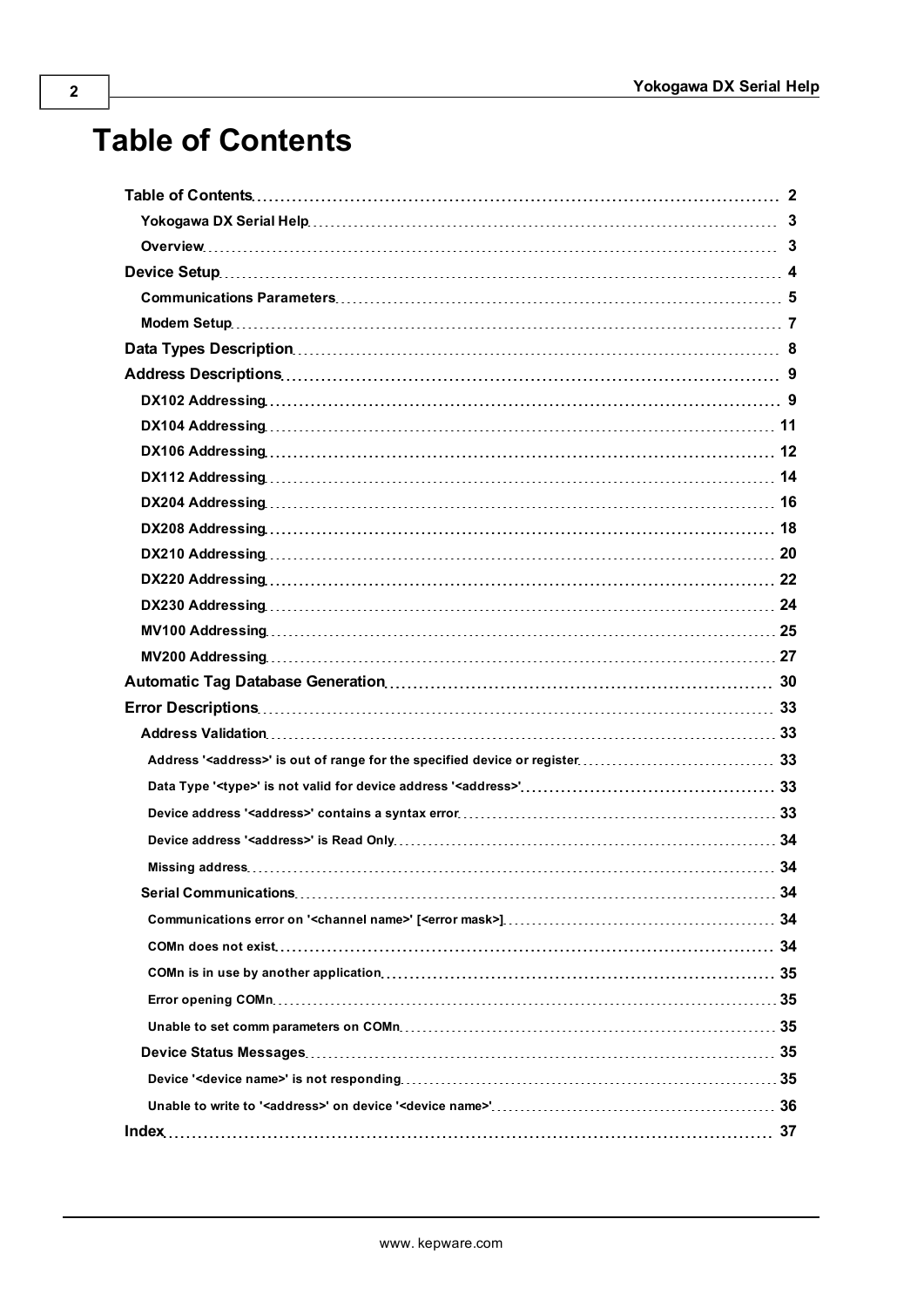# Table of Contents

- **Table of Contents** ... 2
  - **Yokogawa DX Serial Help** ... 3
  - **Overview** ... 3
- **Device Setup** ... 4
  - **Communications Parameters** ... 5
  - **Modem Setup** ... 7
- **Data Types Description** ... 8
- **Address Descriptions** ... 9
  - **DX102 Addressing** ... 9
  - **DX104 Addressing** ... 11
  - **DX106 Addressing** ... 12
  - **DX112 Addressing** ... 14
  - **DX204 Addressing** ... 16
  - **DX208 Addressing** ... 18
  - **DX210 Addressing** ... 20
  - **DX220 Addressing** ... 22
  - **DX230 Addressing** ... 24
  - **MV100 Addressing** ... 25
  - **MV200 Addressing** ... 27
- **Automatic Tag Database Generation** ... 30
- **Error Descriptions** ... 33
  - **Address Validation** ... 33
    - **Address '<address>' is out of range for the specified device or register** ... 33
    - **Data Type '<type>' is not valid for device address '<address>'** ... 33
    - **Device address '<address>' contains a syntax error** ... 33
    - **Device address '<address>' is Read Only** ... 34
    - **Missing address** ... 34
  - **Serial Communications** ... 34
    - **Communications error on '<channel name>' [<error mask>]** ... 34
    - **COMn does not exist** ... 34
    - **COMn is in use by another application** ... 35
    - **Error opening COMn** ... 35
    - **Unable to set comm parameters on COMn** ... 35
  - **Device Status Messages** ... 35
    - **Device '<device name>' is not responding** ... 35
    - **Unable to write to '<address>' on device '<device name>'** ... 36
- **Index** ... 37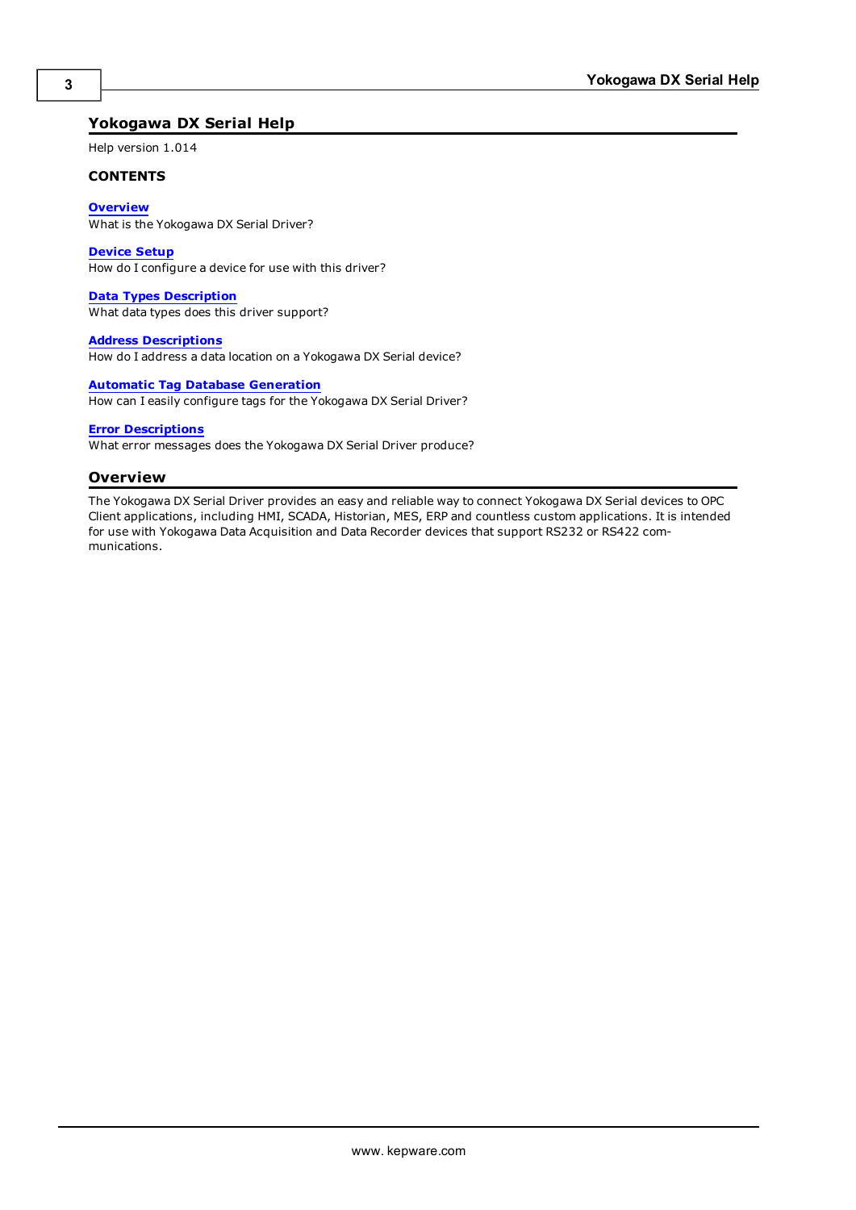# Yokogawa DX Serial Help

Help version 1.014

**CONTENTS**

**Overview**
What is the Yokogawa DX Serial Driver?

**Device Setup**
How do I configure a device for use with this driver?

**Data Types Description**
What data types does this driver support?

**Address Descriptions**
How do I address a data location on a Yokogawa DX Serial device?

**Automatic Tag Database Generation**
How can I easily configure tags for the Yokogawa DX Serial Driver?

**Error Descriptions**
What error messages does the Yokogawa DX Serial Driver produce?

## Overview

The Yokogawa DX Serial Driver provides an easy and reliable way to connect Yokogawa DX Serial devices to OPC Client applications, including HMI, SCADA, Historian, MES, ERP and countless custom applications. It is intended for use with Yokogawa Data Acquisition and Data Recorder devices that support RS232 or RS422 communications.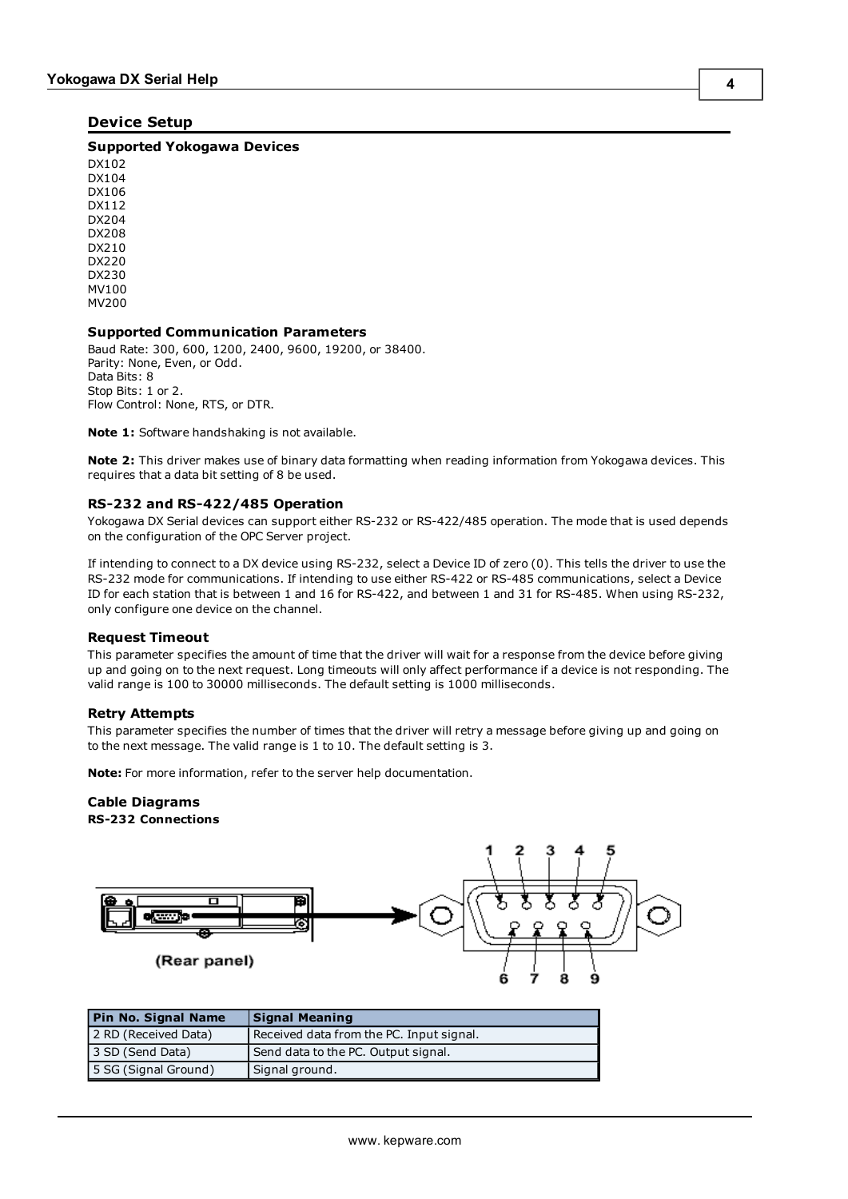## Device Setup

### Supported Yokogawa Devices

DX102
DX104
DX106
DX112
DX204
DX208
DX210
DX220
DX230
MV100
MV200

### Supported Communication Parameters

Baud Rate: 300, 600, 1200, 2400, 9600, 19200, or 38400.
Parity: None, Even, or Odd.
Data Bits: 8
Stop Bits: 1 or 2.
Flow Control: None, RTS, or DTR.

**Note 1:** Software handshaking is not available.

**Note 2:** This driver makes use of binary data formatting when reading information from Yokogawa devices. This requires that a data bit setting of 8 be used.

### RS-232 and RS-422/485 Operation

Yokogawa DX Serial devices can support either RS-232 or RS-422/485 operation. The mode that is used depends on the configuration of the OPC Server project.

If intending to connect to a DX device using RS-232, select a Device ID of zero (0). This tells the driver to use the RS-232 mode for communications. If intending to use either RS-422 or RS-485 communications, select a Device ID for each station that is between 1 and 16 for RS-422, and between 1 and 31 for RS-485. When using RS-232, only configure one device on the channel.

#### Request Timeout

This parameter specifies the amount of time that the driver will wait for a response from the device before giving up and going on to the next request. Long timeouts will only affect performance if a device is not responding. The valid range is 100 to 30000 milliseconds. The default setting is 1000 milliseconds.

#### Retry Attempts

This parameter specifies the number of times that the driver will retry a message before giving up and going on to the next message. The valid range is 1 to 10. The default setting is 3.

**Note:** For more information, refer to the server help documentation.

### Cable Diagrams

**RS-232 Connections**

(Rear panel)

| Pin No. Signal Name | Signal Meaning |
|---|---|
| 2 RD (Received Data) | Received data from the PC. Input signal. |
| 3 SD (Send Data) | Send data to the PC. Output signal. |
| 5 SG (Signal Ground) | Signal ground. |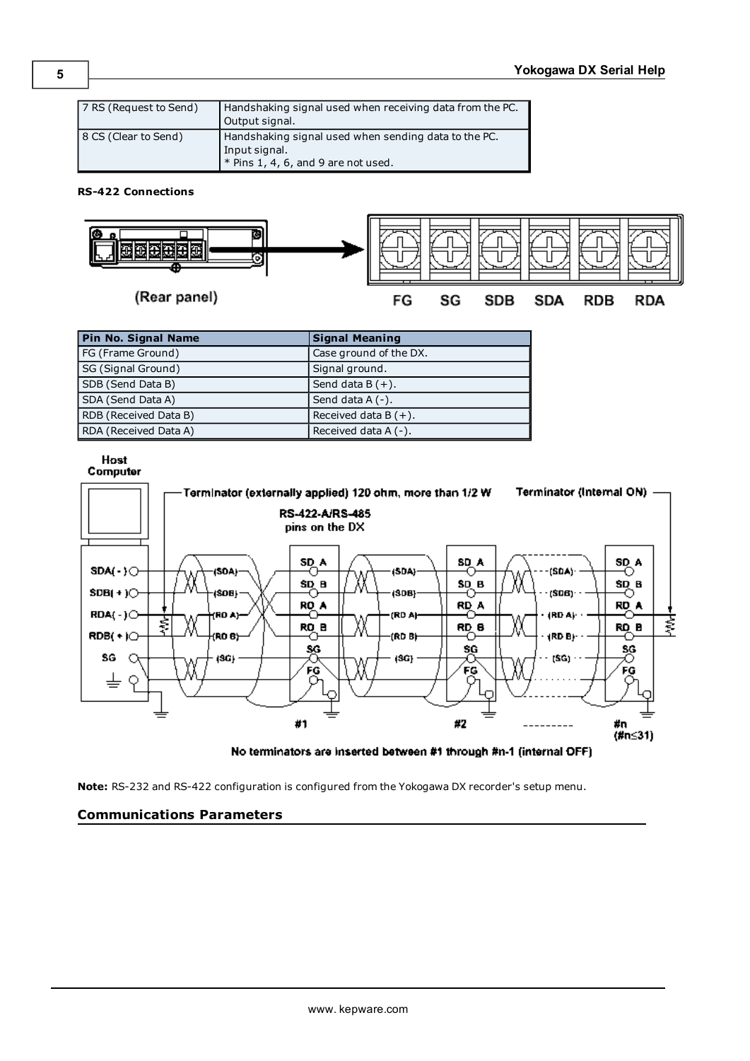| | |
|---|---|
| 7 RS (Request to Send) | Handshaking signal used when receiving data from the PC. Output signal. |
| 8 CS (Clear to Send) | Handshaking signal used when sending data to the PC. Input signal. * Pins 1, 4, 6, and 9 are not used. |

**RS-422 Connections**

| Pin No. Signal Name | Signal Meaning |
|---|---|
| FG (Frame Ground) | Case ground of the DX. |
| SG (Signal Ground) | Signal ground. |
| SDB (Send Data B) | Send data B (+). |
| SDA (Send Data A) | Send data A (-). |
| RDB (Received Data B) | Received data B (+). |
| RDA (Received Data A) | Received data A (-). |

**Note:** RS-232 and RS-422 configuration is configured from the Yokogawa DX recorder's setup menu.

## Communications Parameters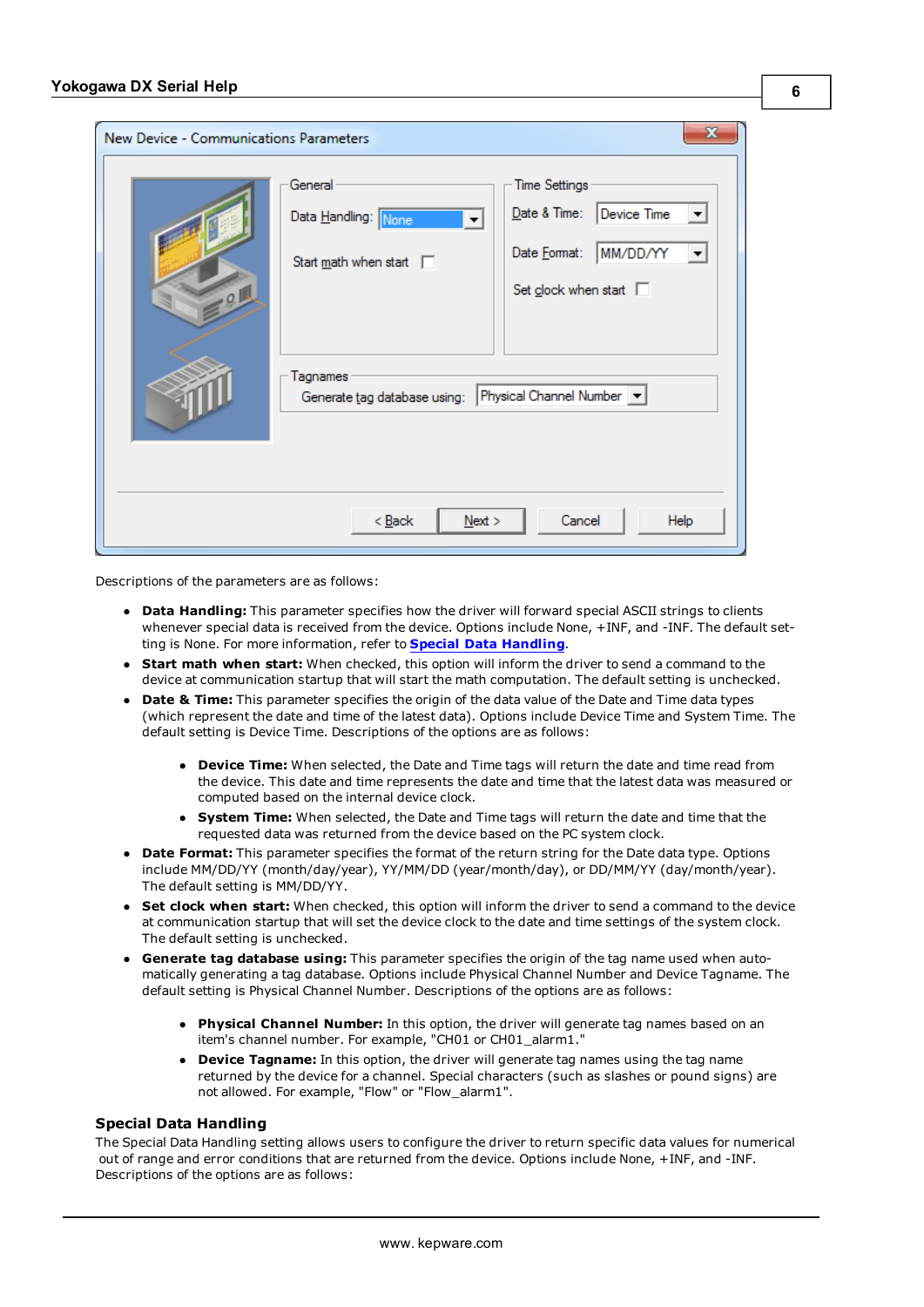Descriptions of the parameters are as follows:

- **Data Handling:** This parameter specifies how the driver will forward special ASCII strings to clients whenever special data is received from the device. Options include None, +INF, and -INF. The default setting is None. For more information, refer to **Special Data Handling**.
- **Start math when start:** When checked, this option will inform the driver to send a command to the device at communication startup that will start the math computation. The default setting is unchecked.
- **Date & Time:** This parameter specifies the origin of the data value of the Date and Time data types (which represent the date and time of the latest data). Options include Device Time and System Time. The default setting is Device Time. Descriptions of the options are as follows:
    - **Device Time:** When selected, the Date and Time tags will return the date and time read from the device. This date and time represents the date and time that the latest data was measured or computed based on the internal device clock.
    - **System Time:** When selected, the Date and Time tags will return the date and time that the requested data was returned from the device based on the PC system clock.
- **Date Format:** This parameter specifies the format of the return string for the Date data type. Options include MM/DD/YY (month/day/year), YY/MM/DD (year/month/day), or DD/MM/YY (day/month/year). The default setting is MM/DD/YY.
- **Set clock when start:** When checked, this option will inform the driver to send a command to the device at communication startup that will set the device clock to the date and time settings of the system clock. The default setting is unchecked.
- **Generate tag database using:** This parameter specifies the origin of the tag name used when automatically generating a tag database. Options include Physical Channel Number and Device Tagname. The default setting is Physical Channel Number. Descriptions of the options are as follows:
    - **Physical Channel Number:** In this option, the driver will generate tag names based on an item's channel number. For example, "CH01 or CH01_alarm1."
    - **Device Tagname:** In this option, the driver will generate tag names using the tag name returned by the device for a channel. Special characters (such as slashes or pound signs) are not allowed. For example, "Flow" or "Flow_alarm1".

## Special Data Handling

The Special Data Handling setting allows users to configure the driver to return specific data values for numerical out of range and error conditions that are returned from the device. Options include None, +INF, and -INF. Descriptions of the options are as follows: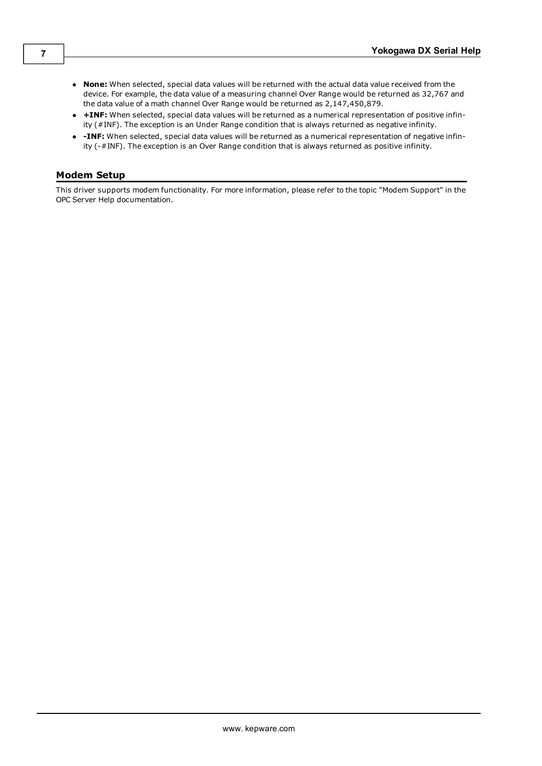- **None:** When selected, special data values will be returned with the actual data value received from the device. For example, the data value of a measuring channel Over Range would be returned as 32,767 and the data value of a math channel Over Range would be returned as 2,147,450,879.
- **+INF:** When selected, special data values will be returned as a numerical representation of positive infinity (#INF). The exception is an Under Range condition that is always returned as negative infinity.
- **-INF:** When selected, special data values will be returned as a numerical representation of negative infinity (-#INF). The exception is an Over Range condition that is always returned as positive infinity.

## Modem Setup

This driver supports modem functionality. For more information, please refer to the topic "Modem Support" in the OPC Server Help documentation.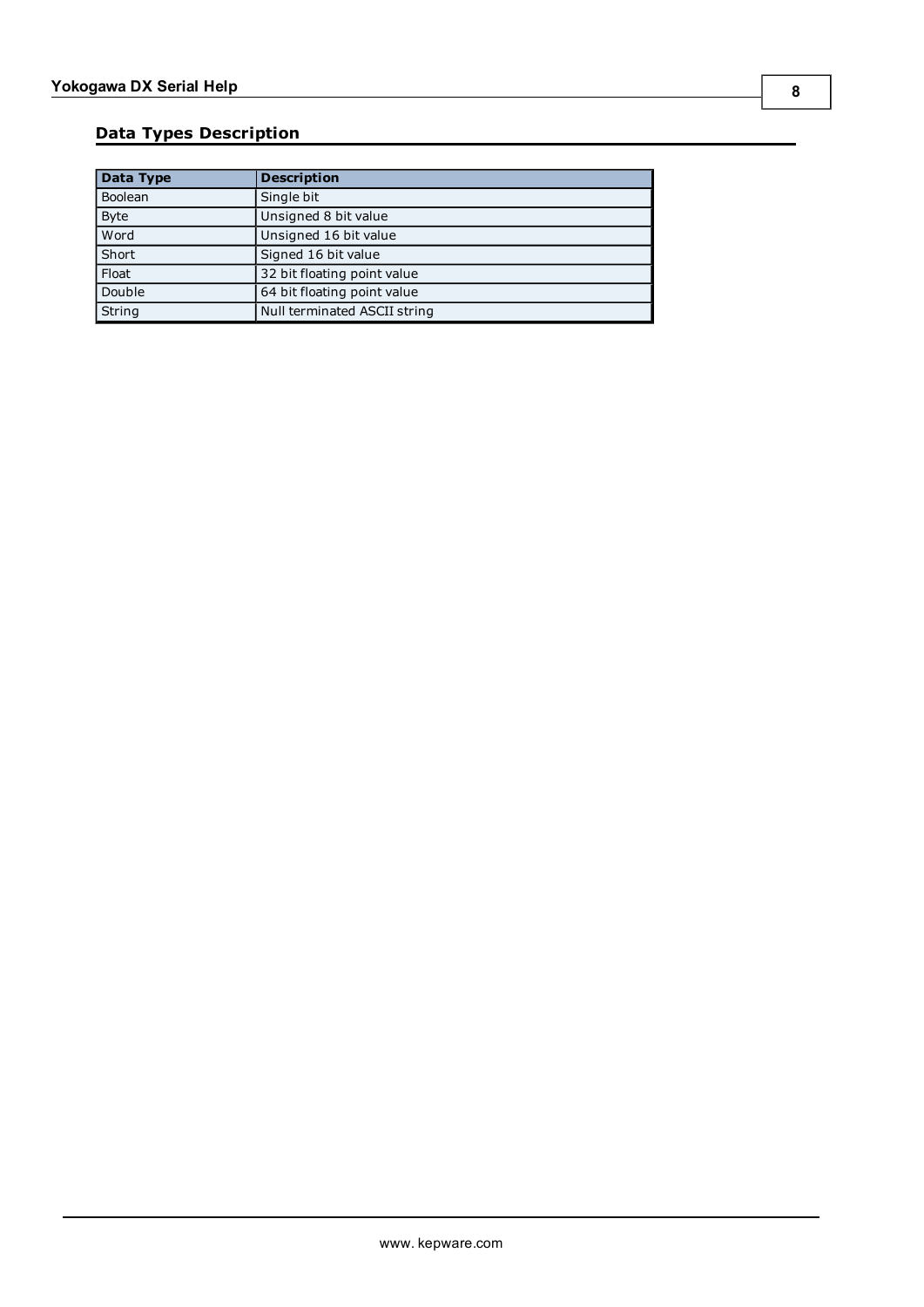## Data Types Description

| Data Type | Description |
| --- | --- |
| Boolean | Single bit |
| Byte | Unsigned 8 bit value |
| Word | Unsigned 16 bit value |
| Short | Signed 16 bit value |
| Float | 32 bit floating point value |
| Double | 64 bit floating point value |
| String | Null terminated ASCII string |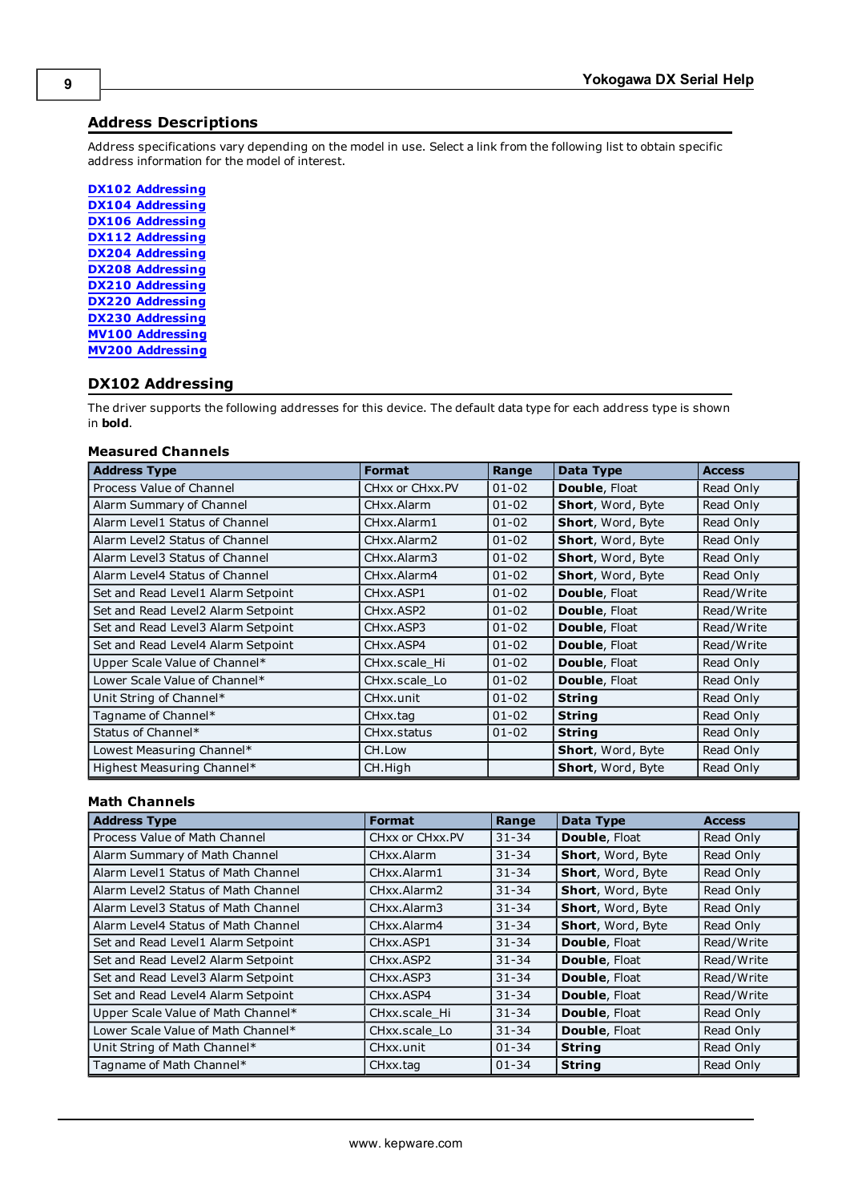## Address Descriptions

Address specifications vary depending on the model in use. Select a link from the following list to obtain specific address information for the model of interest.

[DX102 Addressing](#)
[DX104 Addressing](#)
[DX106 Addressing](#)
[DX112 Addressing](#)
[DX204 Addressing](#)
[DX208 Addressing](#)
[DX210 Addressing](#)
[DX220 Addressing](#)
[DX230 Addressing](#)
[MV100 Addressing](#)
[MV200 Addressing](#)

## DX102 Addressing

The driver supports the following addresses for this device. The default data type for each address type is shown in **bold**.

### Measured Channels

| Address Type | Format | Range | Data Type | Access |
|---|---|---|---|---|
| Process Value of Channel | CHxx or CHxx.PV | 01-02 | **Double**, Float | Read Only |
| Alarm Summary of Channel | CHxx.Alarm | 01-02 | **Short**, Word, Byte | Read Only |
| Alarm Level1 Status of Channel | CHxx.Alarm1 | 01-02 | **Short**, Word, Byte | Read Only |
| Alarm Level2 Status of Channel | CHxx.Alarm2 | 01-02 | **Short**, Word, Byte | Read Only |
| Alarm Level3 Status of Channel | CHxx.Alarm3 | 01-02 | **Short**, Word, Byte | Read Only |
| Alarm Level4 Status of Channel | CHxx.Alarm4 | 01-02 | **Short**, Word, Byte | Read Only |
| Set and Read Level1 Alarm Setpoint | CHxx.ASP1 | 01-02 | **Double**, Float | Read/Write |
| Set and Read Level2 Alarm Setpoint | CHxx.ASP2 | 01-02 | **Double**, Float | Read/Write |
| Set and Read Level3 Alarm Setpoint | CHxx.ASP3 | 01-02 | **Double**, Float | Read/Write |
| Set and Read Level4 Alarm Setpoint | CHxx.ASP4 | 01-02 | **Double**, Float | Read/Write |
| Upper Scale Value of Channel* | CHxx.scale_Hi | 01-02 | **Double**, Float | Read Only |
| Lower Scale Value of Channel* | CHxx.scale_Lo | 01-02 | **Double**, Float | Read Only |
| Unit String of Channel* | CHxx.unit | 01-02 | **String** | Read Only |
| Tagname of Channel* | CHxx.tag | 01-02 | **String** | Read Only |
| Status of Channel* | CHxx.status | 01-02 | **String** | Read Only |
| Lowest Measuring Channel* | CH.Low | | **Short**, Word, Byte | Read Only |
| Highest Measuring Channel* | CH.High | | **Short**, Word, Byte | Read Only |

### Math Channels

| Address Type | Format | Range | Data Type | Access |
|---|---|---|---|---|
| Process Value of Math Channel | CHxx or CHxx.PV | 31-34 | **Double**, Float | Read Only |
| Alarm Summary of Math Channel | CHxx.Alarm | 31-34 | **Short**, Word, Byte | Read Only |
| Alarm Level1 Status of Math Channel | CHxx.Alarm1 | 31-34 | **Short**, Word, Byte | Read Only |
| Alarm Level2 Status of Math Channel | CHxx.Alarm2 | 31-34 | **Short**, Word, Byte | Read Only |
| Alarm Level3 Status of Math Channel | CHxx.Alarm3 | 31-34 | **Short**, Word, Byte | Read Only |
| Alarm Level4 Status of Math Channel | CHxx.Alarm4 | 31-34 | **Short**, Word, Byte | Read Only |
| Set and Read Level1 Alarm Setpoint | CHxx.ASP1 | 31-34 | **Double**, Float | Read/Write |
| Set and Read Level2 Alarm Setpoint | CHxx.ASP2 | 31-34 | **Double**, Float | Read/Write |
| Set and Read Level3 Alarm Setpoint | CHxx.ASP3 | 31-34 | **Double**, Float | Read/Write |
| Set and Read Level4 Alarm Setpoint | CHxx.ASP4 | 31-34 | **Double**, Float | Read/Write |
| Upper Scale Value of Math Channel* | CHxx.scale_Hi | 31-34 | **Double**, Float | Read Only |
| Lower Scale Value of Math Channel* | CHxx.scale_Lo | 31-34 | **Double**, Float | Read Only |
| Unit String of Math Channel* | CHxx.unit | 01-34 | **String** | Read Only |
| Tagname of Math Channel* | CHxx.tag | 01-34 | **String** | Read Only |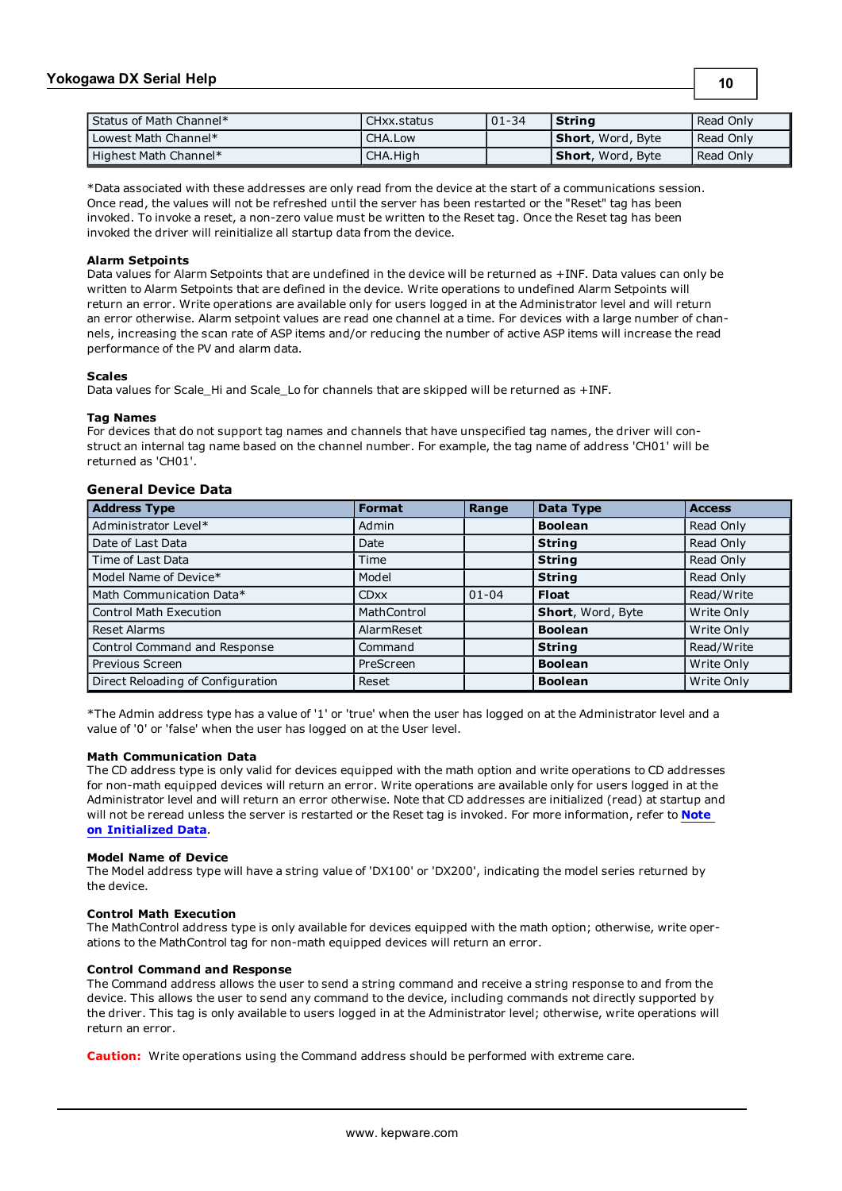| Status of Math Channel* | CHxx.status | 01-34 | **String** | Read Only |
|---|---|---|---|---|
| Lowest Math Channel* | CHA.Low | | **Short**, Word, Byte | Read Only |
| Highest Math Channel* | CHA.High | | **Short**, Word, Byte | Read Only |

*Data associated with these addresses are only read from the device at the start of a communications session. Once read, the values will not be refreshed until the server has been restarted or the "Reset" tag has been invoked. To invoke a reset, a non-zero value must be written to the Reset tag. Once the Reset tag has been invoked the driver will reinitialize all startup data from the device.

**Alarm Setpoints**
Data values for Alarm Setpoints that are undefined in the device will be returned as +INF. Data values can only be written to Alarm Setpoints that are defined in the device. Write operations to undefined Alarm Setpoints will return an error. Write operations are available only for users logged in at the Administrator level and will return an error otherwise. Alarm setpoint values are read one channel at a time. For devices with a large number of channels, increasing the scan rate of ASP items and/or reducing the number of active ASP items will increase the read performance of the PV and alarm data.

**Scales**
Data values for Scale_Hi and Scale_Lo for channels that are skipped will be returned as +INF.

**Tag Names**
For devices that do not support tag names and channels that have unspecified tag names, the driver will construct an internal tag name based on the channel number. For example, the tag name of address 'CH01' will be returned as 'CH01'.

### General Device Data

| Address Type | Format | Range | Data Type | Access |
|---|---|---|---|---|
| Administrator Level* | Admin | | **Boolean** | Read Only |
| Date of Last Data | Date | | **String** | Read Only |
| Time of Last Data | Time | | **String** | Read Only |
| Model Name of Device* | Model | | **String** | Read Only |
| Math Communication Data* | CDxx | 01-04 | **Float** | Read/Write |
| Control Math Execution | MathControl | | **Short**, Word, Byte | Write Only |
| Reset Alarms | AlarmReset | | **Boolean** | Write Only |
| Control Command and Response | Command | | **String** | Read/Write |
| Previous Screen | PreScreen | | **Boolean** | Write Only |
| Direct Reloading of Configuration | Reset | | **Boolean** | Write Only |

*The Admin address type has a value of '1' or 'true' when the user has logged on at the Administrator level and a value of '0' or 'false' when the user has logged on at the User level.

**Math Communication Data**
The CD address type is only valid for devices equipped with the math option and write operations to CD addresses for non-math equipped devices will return an error. Write operations are available only for users logged in at the Administrator level and will return an error otherwise. Note that CD addresses are initialized (read) at startup and will not be reread unless the server is restarted or the Reset tag is invoked. For more information, refer to **Note on Initialized Data**.

**Model Name of Device**
The Model address type will have a string value of 'DX100' or 'DX200', indicating the model series returned by the device.

**Control Math Execution**
The MathControl address type is only available for devices equipped with the math option; otherwise, write operations to the MathControl tag for non-math equipped devices will return an error.

**Control Command and Response**
The Command address allows the user to send a string command and receive a string response to and from the device. This allows the user to send any command to the device, including commands not directly supported by the driver. This tag is only available to users logged in at the Administrator level; otherwise, write operations will return an error.

**Caution:** Write operations using the Command address should be performed with extreme care.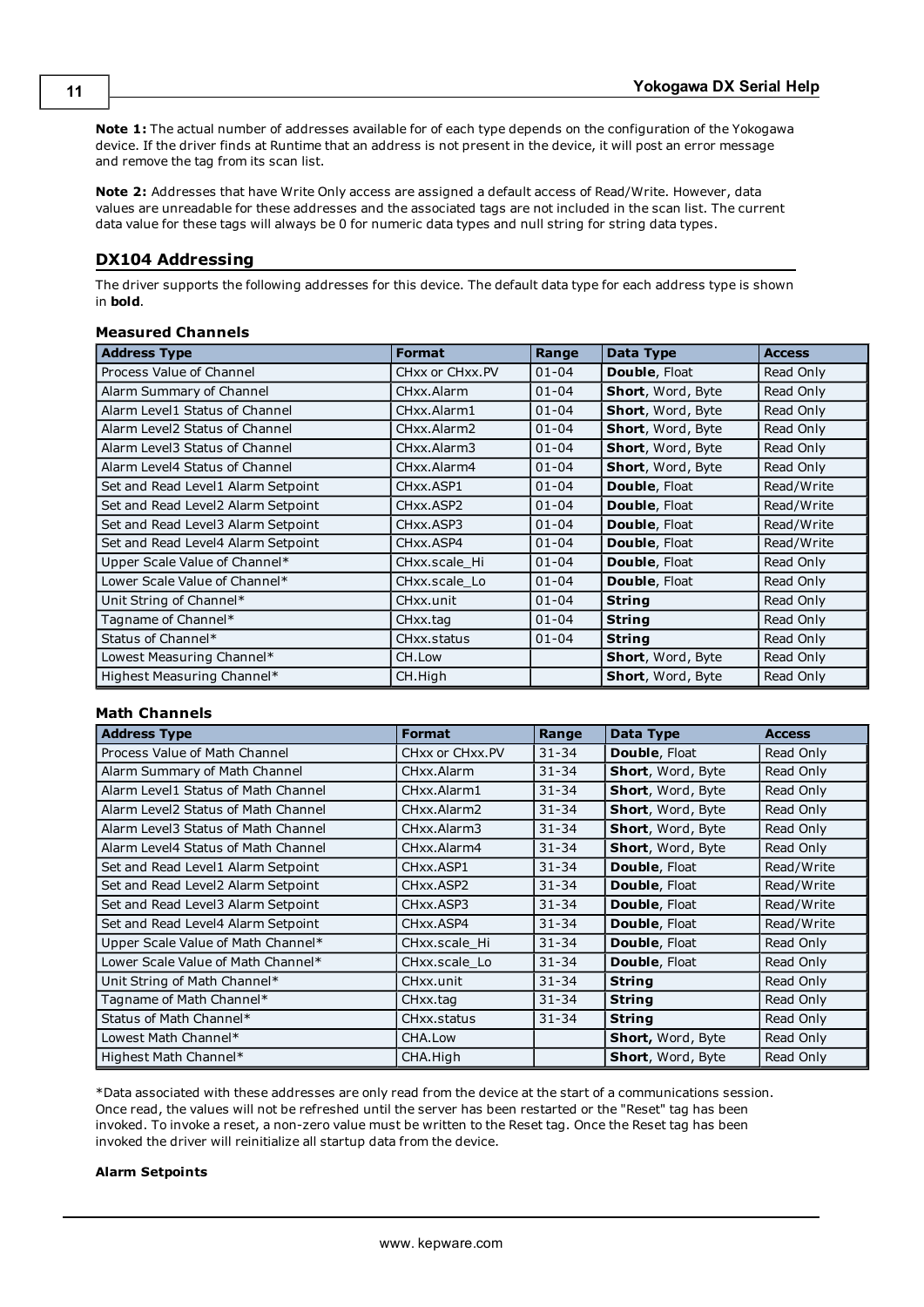**Note 1:** The actual number of addresses available for of each type depends on the configuration of the Yokogawa device. If the driver finds at Runtime that an address is not present in the device, it will post an error message and remove the tag from its scan list.

**Note 2:** Addresses that have Write Only access are assigned a default access of Read/Write. However, data values are unreadable for these addresses and the associated tags are not included in the scan list. The current data value for these tags will always be 0 for numeric data types and null string for string data types.

## DX104 Addressing

The driver supports the following addresses for this device. The default data type for each address type is shown in **bold**.

### Measured Channels

| Address Type | Format | Range | Data Type | Access |
|---|---|---|---|---|
| Process Value of Channel | CHxx or CHxx.PV | 01-04 | **Double**, Float | Read Only |
| Alarm Summary of Channel | CHxx.Alarm | 01-04 | **Short**, Word, Byte | Read Only |
| Alarm Level1 Status of Channel | CHxx.Alarm1 | 01-04 | **Short**, Word, Byte | Read Only |
| Alarm Level2 Status of Channel | CHxx.Alarm2 | 01-04 | **Short**, Word, Byte | Read Only |
| Alarm Level3 Status of Channel | CHxx.Alarm3 | 01-04 | **Short**, Word, Byte | Read Only |
| Alarm Level4 Status of Channel | CHxx.Alarm4 | 01-04 | **Short**, Word, Byte | Read Only |
| Set and Read Level1 Alarm Setpoint | CHxx.ASP1 | 01-04 | **Double**, Float | Read/Write |
| Set and Read Level2 Alarm Setpoint | CHxx.ASP2 | 01-04 | **Double**, Float | Read/Write |
| Set and Read Level3 Alarm Setpoint | CHxx.ASP3 | 01-04 | **Double**, Float | Read/Write |
| Set and Read Level4 Alarm Setpoint | CHxx.ASP4 | 01-04 | **Double**, Float | Read/Write |
| Upper Scale Value of Channel* | CHxx.scale_Hi | 01-04 | **Double**, Float | Read Only |
| Lower Scale Value of Channel* | CHxx.scale_Lo | 01-04 | **Double**, Float | Read Only |
| Unit String of Channel* | CHxx.unit | 01-04 | **String** | Read Only |
| Tagname of Channel* | CHxx.tag | 01-04 | **String** | Read Only |
| Status of Channel* | CHxx.status | 01-04 | **String** | Read Only |
| Lowest Measuring Channel* | CH.Low | | **Short**, Word, Byte | Read Only |
| Highest Measuring Channel* | CH.High | | **Short**, Word, Byte | Read Only |

### Math Channels

| Address Type | Format | Range | Data Type | Access |
|---|---|---|---|---|
| Process Value of Math Channel | CHxx or CHxx.PV | 31-34 | **Double**, Float | Read Only |
| Alarm Summary of Math Channel | CHxx.Alarm | 31-34 | **Short**, Word, Byte | Read Only |
| Alarm Level1 Status of Math Channel | CHxx.Alarm1 | 31-34 | **Short**, Word, Byte | Read Only |
| Alarm Level2 Status of Math Channel | CHxx.Alarm2 | 31-34 | **Short**, Word, Byte | Read Only |
| Alarm Level3 Status of Math Channel | CHxx.Alarm3 | 31-34 | **Short**, Word, Byte | Read Only |
| Alarm Level4 Status of Math Channel | CHxx.Alarm4 | 31-34 | **Short**, Word, Byte | Read Only |
| Set and Read Level1 Alarm Setpoint | CHxx.ASP1 | 31-34 | **Double**, Float | Read/Write |
| Set and Read Level2 Alarm Setpoint | CHxx.ASP2 | 31-34 | **Double**, Float | Read/Write |
| Set and Read Level3 Alarm Setpoint | CHxx.ASP3 | 31-34 | **Double**, Float | Read/Write |
| Set and Read Level4 Alarm Setpoint | CHxx.ASP4 | 31-34 | **Double**, Float | Read/Write |
| Upper Scale Value of Math Channel* | CHxx.scale_Hi | 31-34 | **Double**, Float | Read Only |
| Lower Scale Value of Math Channel* | CHxx.scale_Lo | 31-34 | **Double**, Float | Read Only |
| Unit String of Math Channel* | CHxx.unit | 31-34 | **String** | Read Only |
| Tagname of Math Channel* | CHxx.tag | 31-34 | **String** | Read Only |
| Status of Math Channel* | CHxx.status | 31-34 | **String** | Read Only |
| Lowest Math Channel* | CHA.Low | | **Short,** Word, Byte | Read Only |
| Highest Math Channel* | CHA.High | | **Short**, Word, Byte | Read Only |

*Data associated with these addresses are only read from the device at the start of a communications session. Once read, the values will not be refreshed until the server has been restarted or the "Reset" tag has been invoked. To invoke a reset, a non-zero value must be written to the Reset tag. Once the Reset tag has been invoked the driver will reinitialize all startup data from the device.

**Alarm Setpoints**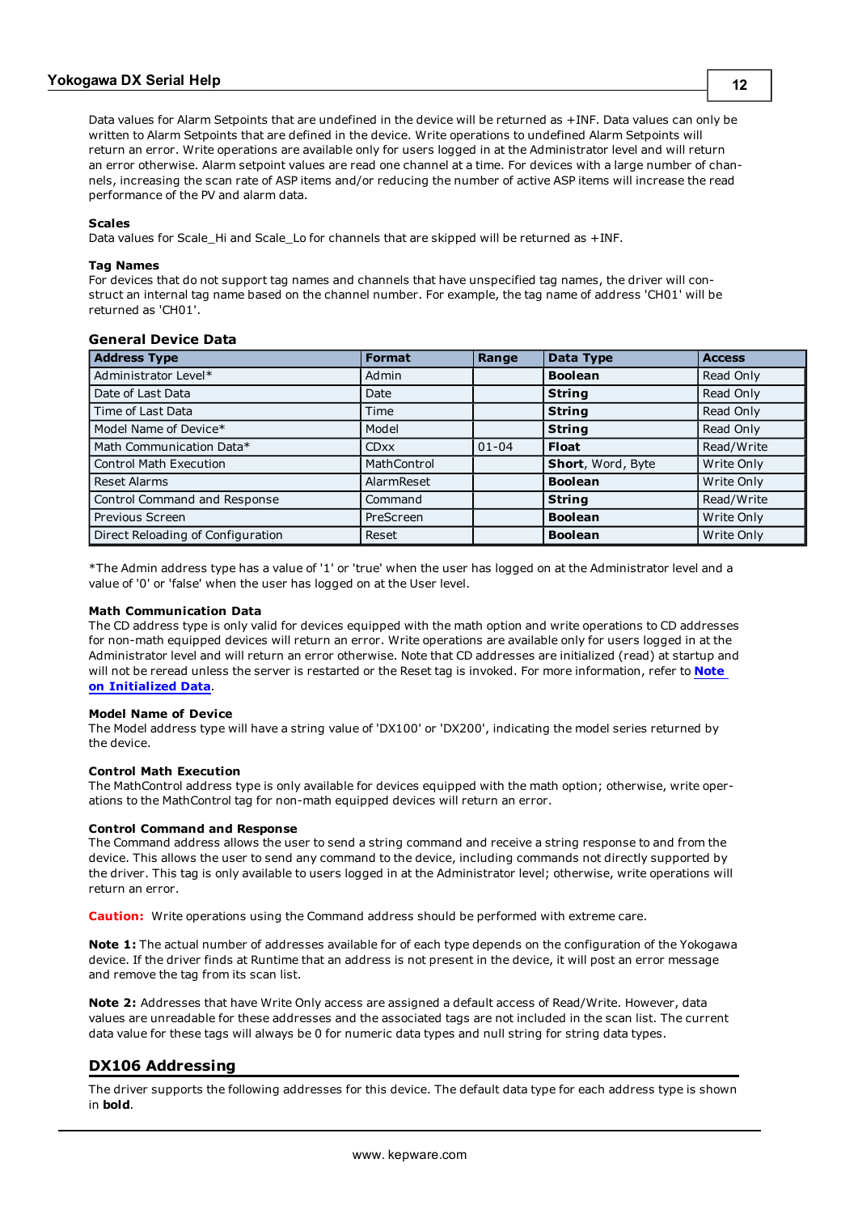Data values for Alarm Setpoints that are undefined in the device will be returned as +INF. Data values can only be written to Alarm Setpoints that are defined in the device. Write operations to undefined Alarm Setpoints will return an error. Write operations are available only for users logged in at the Administrator level and will return an error otherwise. Alarm setpoint values are read one channel at a time. For devices with a large number of channels, increasing the scan rate of ASP items and/or reducing the number of active ASP items will increase the read performance of the PV and alarm data.

**Scales**

Data values for Scale_Hi and Scale_Lo for channels that are skipped will be returned as +INF.

**Tag Names**

For devices that do not support tag names and channels that have unspecified tag names, the driver will construct an internal tag name based on the channel number. For example, the tag name of address 'CH01' will be returned as 'CH01'.

### General Device Data

| Address Type | Format | Range | Data Type | Access |
|---|---|---|---|---|
| Administrator Level* | Admin | | **Boolean** | Read Only |
| Date of Last Data | Date | | **String** | Read Only |
| Time of Last Data | Time | | **String** | Read Only |
| Model Name of Device* | Model | | **String** | Read Only |
| Math Communication Data* | CDxx | 01-04 | **Float** | Read/Write |
| Control Math Execution | MathControl | | **Short**, Word, Byte | Write Only |
| Reset Alarms | AlarmReset | | **Boolean** | Write Only |
| Control Command and Response | Command | | **String** | Read/Write |
| Previous Screen | PreScreen | | **Boolean** | Write Only |
| Direct Reloading of Configuration | Reset | | **Boolean** | Write Only |

*The Admin address type has a value of '1' or 'true' when the user has logged on at the Administrator level and a value of '0' or 'false' when the user has logged on at the User level.

**Math Communication Data**

The CD address type is only valid for devices equipped with the math option and write operations to CD addresses for non-math equipped devices will return an error. Write operations are available only for users logged in at the Administrator level and will return an error otherwise. Note that CD addresses are initialized (read) at startup and will not be reread unless the server is restarted or the Reset tag is invoked. For more information, refer to **Note on Initialized Data**.

**Model Name of Device**

The Model address type will have a string value of 'DX100' or 'DX200', indicating the model series returned by the device.

**Control Math Execution**

The MathControl address type is only available for devices equipped with the math option; otherwise, write operations to the MathControl tag for non-math equipped devices will return an error.

**Control Command and Response**

The Command address allows the user to send a string command and receive a string response to and from the device. This allows the user to send any command to the device, including commands not directly supported by the driver. This tag is only available to users logged in at the Administrator level; otherwise, write operations will return an error.

**Caution:** Write operations using the Command address should be performed with extreme care.

**Note 1:** The actual number of addresses available for of each type depends on the configuration of the Yokogawa device. If the driver finds at Runtime that an address is not present in the device, it will post an error message and remove the tag from its scan list.

**Note 2:** Addresses that have Write Only access are assigned a default access of Read/Write. However, data values are unreadable for these addresses and the associated tags are not included in the scan list. The current data value for these tags will always be 0 for numeric data types and null string for string data types.

## DX106 Addressing

The driver supports the following addresses for this device. The default data type for each address type is shown in **bold**.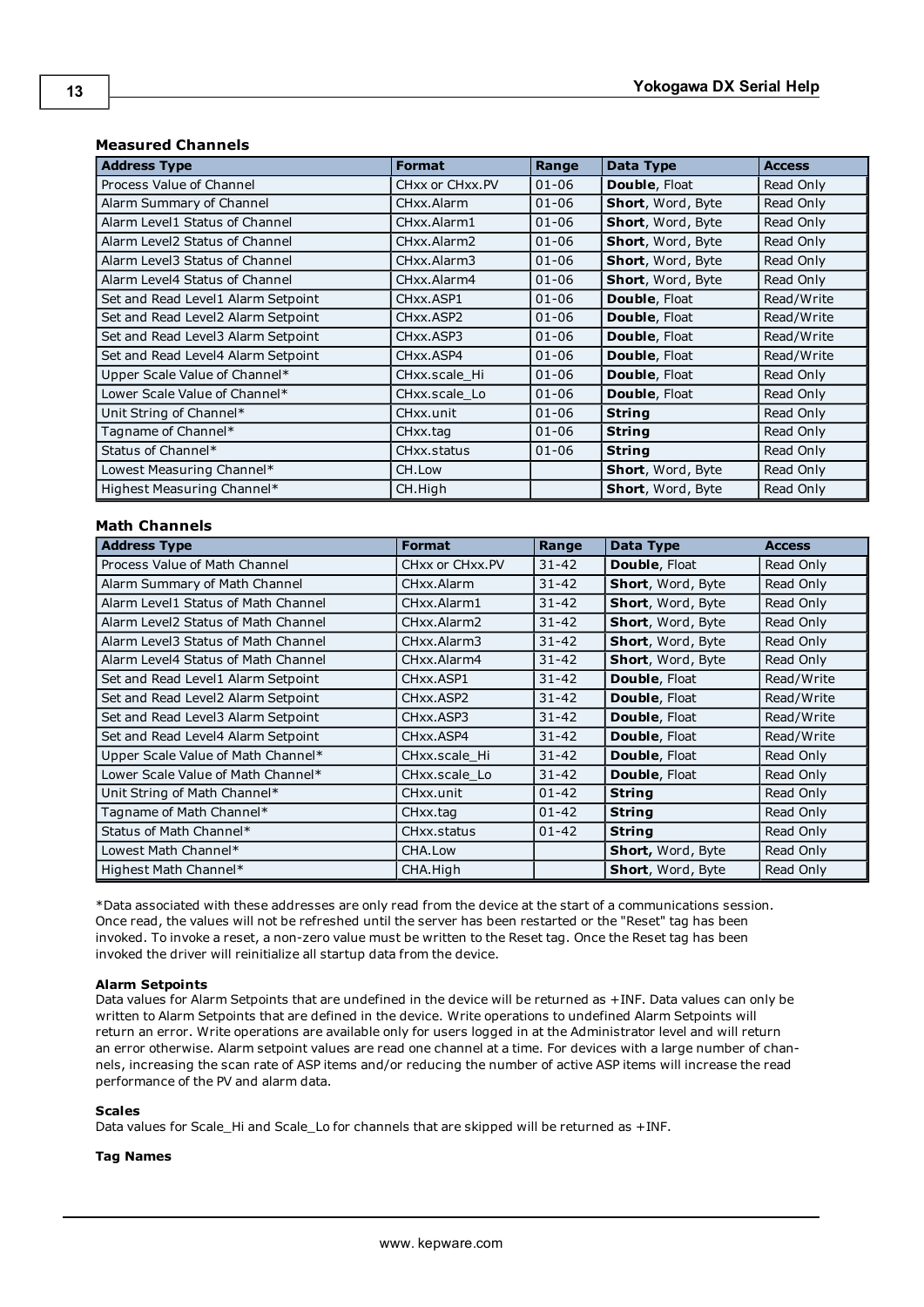### Measured Channels

| Address Type | Format | Range | Data Type | Access |
|---|---|---|---|---|
| Process Value of Channel | CHxx or CHxx.PV | 01-06 | **Double**, Float | Read Only |
| Alarm Summary of Channel | CHxx.Alarm | 01-06 | **Short**, Word, Byte | Read Only |
| Alarm Level1 Status of Channel | CHxx.Alarm1 | 01-06 | **Short**, Word, Byte | Read Only |
| Alarm Level2 Status of Channel | CHxx.Alarm2 | 01-06 | **Short**, Word, Byte | Read Only |
| Alarm Level3 Status of Channel | CHxx.Alarm3 | 01-06 | **Short**, Word, Byte | Read Only |
| Alarm Level4 Status of Channel | CHxx.Alarm4 | 01-06 | **Short**, Word, Byte | Read Only |
| Set and Read Level1 Alarm Setpoint | CHxx.ASP1 | 01-06 | **Double**, Float | Read/Write |
| Set and Read Level2 Alarm Setpoint | CHxx.ASP2 | 01-06 | **Double**, Float | Read/Write |
| Set and Read Level3 Alarm Setpoint | CHxx.ASP3 | 01-06 | **Double**, Float | Read/Write |
| Set and Read Level4 Alarm Setpoint | CHxx.ASP4 | 01-06 | **Double**, Float | Read/Write |
| Upper Scale Value of Channel* | CHxx.scale_Hi | 01-06 | **Double**, Float | Read Only |
| Lower Scale Value of Channel* | CHxx.scale_Lo | 01-06 | **Double**, Float | Read Only |
| Unit String of Channel* | CHxx.unit | 01-06 | **String** | Read Only |
| Tagname of Channel* | CHxx.tag | 01-06 | **String** | Read Only |
| Status of Channel* | CHxx.status | 01-06 | **String** | Read Only |
| Lowest Measuring Channel* | CH.Low | | **Short**, Word, Byte | Read Only |
| Highest Measuring Channel* | CH.High | | **Short**, Word, Byte | Read Only |

### Math Channels

| Address Type | Format | Range | Data Type | Access |
|---|---|---|---|---|
| Process Value of Math Channel | CHxx or CHxx.PV | 31-42 | **Double**, Float | Read Only |
| Alarm Summary of Math Channel | CHxx.Alarm | 31-42 | **Short**, Word, Byte | Read Only |
| Alarm Level1 Status of Math Channel | CHxx.Alarm1 | 31-42 | **Short**, Word, Byte | Read Only |
| Alarm Level2 Status of Math Channel | CHxx.Alarm2 | 31-42 | **Short**, Word, Byte | Read Only |
| Alarm Level3 Status of Math Channel | CHxx.Alarm3 | 31-42 | **Short**, Word, Byte | Read Only |
| Alarm Level4 Status of Math Channel | CHxx.Alarm4 | 31-42 | **Short**, Word, Byte | Read Only |
| Set and Read Level1 Alarm Setpoint | CHxx.ASP1 | 31-42 | **Double**, Float | Read/Write |
| Set and Read Level2 Alarm Setpoint | CHxx.ASP2 | 31-42 | **Double**, Float | Read/Write |
| Set and Read Level3 Alarm Setpoint | CHxx.ASP3 | 31-42 | **Double**, Float | Read/Write |
| Set and Read Level4 Alarm Setpoint | CHxx.ASP4 | 31-42 | **Double**, Float | Read/Write |
| Upper Scale Value of Math Channel* | CHxx.scale_Hi | 31-42 | **Double**, Float | Read Only |
| Lower Scale Value of Math Channel* | CHxx.scale_Lo | 31-42 | **Double**, Float | Read Only |
| Unit String of Math Channel* | CHxx.unit | 01-42 | **String** | Read Only |
| Tagname of Math Channel* | CHxx.tag | 01-42 | **String** | Read Only |
| Status of Math Channel* | CHxx.status | 01-42 | **String** | Read Only |
| Lowest Math Channel* | CHA.Low | | **Short,** Word, Byte | Read Only |
| Highest Math Channel* | CHA.High | | **Short**, Word, Byte | Read Only |

*Data associated with these addresses are only read from the device at the start of a communications session. Once read, the values will not be refreshed until the server has been restarted or the "Reset" tag has been invoked. To invoke a reset, a non-zero value must be written to the Reset tag. Once the Reset tag has been invoked the driver will reinitialize all startup data from the device.

**Alarm Setpoints**
Data values for Alarm Setpoints that are undefined in the device will be returned as +INF. Data values can only be written to Alarm Setpoints that are defined in the device. Write operations to undefined Alarm Setpoints will return an error. Write operations are available only for users logged in at the Administrator level and will return an error otherwise. Alarm setpoint values are read one channel at a time. For devices with a large number of channels, increasing the scan rate of ASP items and/or reducing the number of active ASP items will increase the read performance of the PV and alarm data.

**Scales**
Data values for Scale_Hi and Scale_Lo for channels that are skipped will be returned as +INF.

**Tag Names**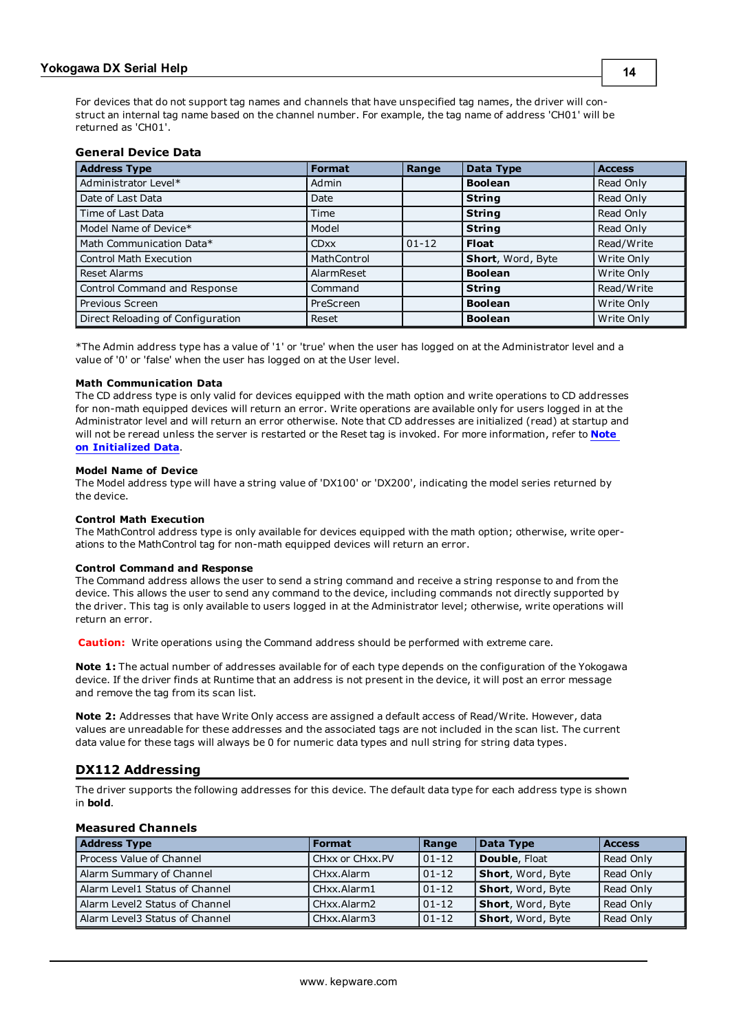For devices that do not support tag names and channels that have unspecified tag names, the driver will construct an internal tag name based on the channel number. For example, the tag name of address 'CH01' will be returned as 'CH01'.

### General Device Data

| Address Type | Format | Range | Data Type | Access |
|---|---|---|---|---|
| Administrator Level* | Admin | | **Boolean** | Read Only |
| Date of Last Data | Date | | **String** | Read Only |
| Time of Last Data | Time | | **String** | Read Only |
| Model Name of Device* | Model | | **String** | Read Only |
| Math Communication Data* | CDxx | 01-12 | **Float** | Read/Write |
| Control Math Execution | MathControl | | **Short**, Word, Byte | Write Only |
| Reset Alarms | AlarmReset | | **Boolean** | Write Only |
| Control Command and Response | Command | | **String** | Read/Write |
| Previous Screen | PreScreen | | **Boolean** | Write Only |
| Direct Reloading of Configuration | Reset | | **Boolean** | Write Only |

*The Admin address type has a value of '1' or 'true' when the user has logged on at the Administrator level and a value of '0' or 'false' when the user has logged on at the User level.

**Math Communication Data**
The CD address type is only valid for devices equipped with the math option and write operations to CD addresses for non-math equipped devices will return an error. Write operations are available only for users logged in at the Administrator level and will return an error otherwise. Note that CD addresses are initialized (read) at startup and will not be reread unless the server is restarted or the Reset tag is invoked. For more information, refer to **Note on Initialized Data**.

**Model Name of Device**
The Model address type will have a string value of 'DX100' or 'DX200', indicating the model series returned by the device.

**Control Math Execution**
The MathControl address type is only available for devices equipped with the math option; otherwise, write operations to the MathControl tag for non-math equipped devices will return an error.

**Control Command and Response**
The Command address allows the user to send a string command and receive a string response to and from the device. This allows the user to send any command to the device, including commands not directly supported by the driver. This tag is only available to users logged in at the Administrator level; otherwise, write operations will return an error.

**Caution:** Write operations using the Command address should be performed with extreme care.

**Note 1:** The actual number of addresses available for of each type depends on the configuration of the Yokogawa device. If the driver finds at Runtime that an address is not present in the device, it will post an error message and remove the tag from its scan list.

**Note 2:** Addresses that have Write Only access are assigned a default access of Read/Write. However, data values are unreadable for these addresses and the associated tags are not included in the scan list. The current data value for these tags will always be 0 for numeric data types and null string for string data types.

## DX112 Addressing

The driver supports the following addresses for this device. The default data type for each address type is shown in **bold**.

### Measured Channels

| Address Type | Format | Range | Data Type | Access |
|---|---|---|---|---|
| Process Value of Channel | CHxx or CHxx.PV | 01-12 | **Double**, Float | Read Only |
| Alarm Summary of Channel | CHxx.Alarm | 01-12 | **Short**, Word, Byte | Read Only |
| Alarm Level1 Status of Channel | CHxx.Alarm1 | 01-12 | **Short**, Word, Byte | Read Only |
| Alarm Level2 Status of Channel | CHxx.Alarm2 | 01-12 | **Short**, Word, Byte | Read Only |
| Alarm Level3 Status of Channel | CHxx.Alarm3 | 01-12 | **Short**, Word, Byte | Read Only |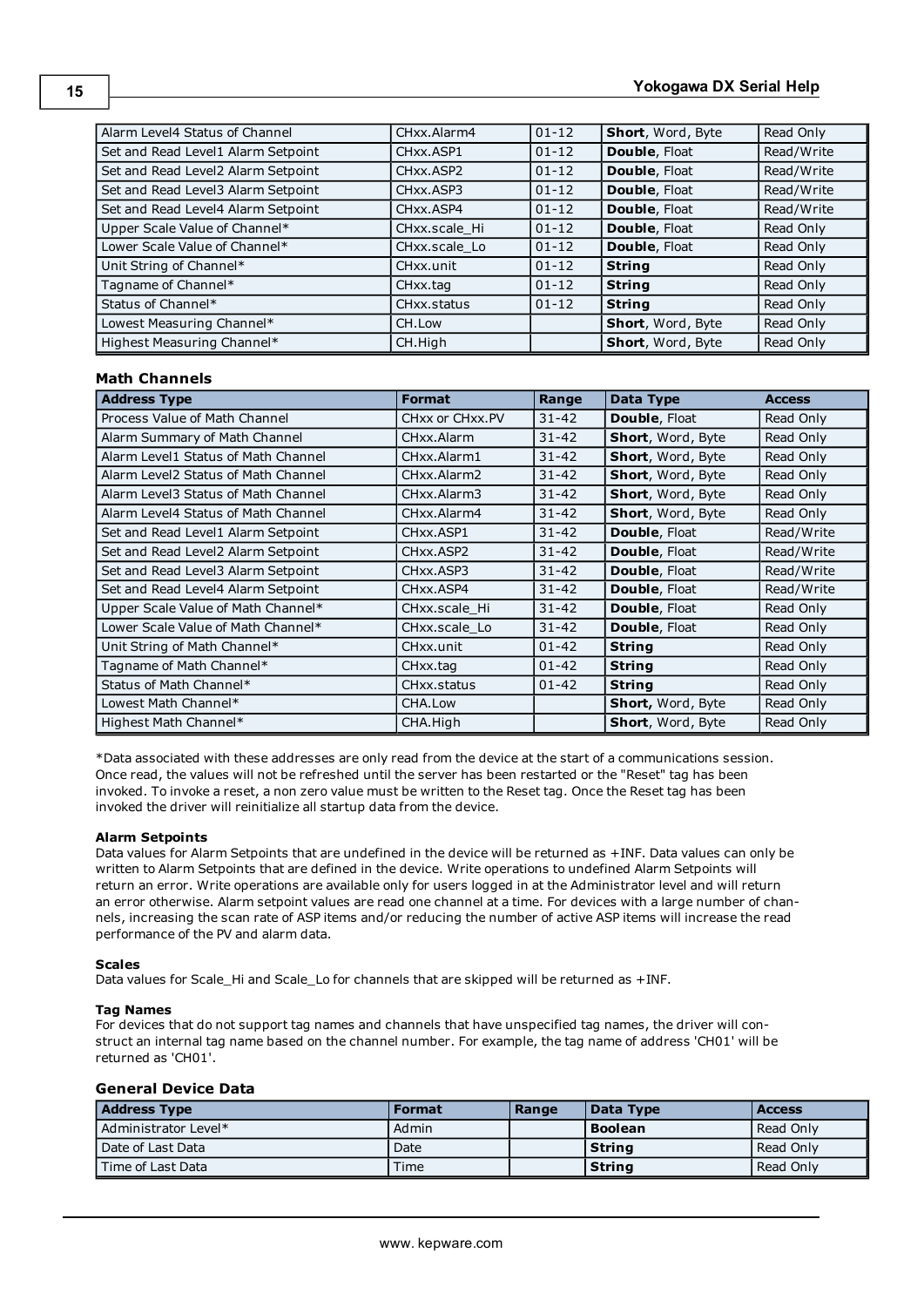| | | | | |
|---|---|---|---|---|
| Alarm Level4 Status of Channel | CHxx.Alarm4 | 01-12 | **Short**, Word, Byte | Read Only |
| Set and Read Level1 Alarm Setpoint | CHxx.ASP1 | 01-12 | **Double**, Float | Read/Write |
| Set and Read Level2 Alarm Setpoint | CHxx.ASP2 | 01-12 | **Double**, Float | Read/Write |
| Set and Read Level3 Alarm Setpoint | CHxx.ASP3 | 01-12 | **Double**, Float | Read/Write |
| Set and Read Level4 Alarm Setpoint | CHxx.ASP4 | 01-12 | **Double**, Float | Read/Write |
| Upper Scale Value of Channel* | CHxx.scale_Hi | 01-12 | **Double**, Float | Read Only |
| Lower Scale Value of Channel* | CHxx.scale_Lo | 01-12 | **Double**, Float | Read Only |
| Unit String of Channel* | CHxx.unit | 01-12 | **String** | Read Only |
| Tagname of Channel* | CHxx.tag | 01-12 | **String** | Read Only |
| Status of Channel* | CHxx.status | 01-12 | **String** | Read Only |
| Lowest Measuring Channel* | CH.Low | | **Short**, Word, Byte | Read Only |
| Highest Measuring Channel* | CH.High | | **Short**, Word, Byte | Read Only |

### Math Channels

| Address Type | Format | Range | Data Type | Access |
|---|---|---|---|---|
| Process Value of Math Channel | CHxx or CHxx.PV | 31-42 | **Double**, Float | Read Only |
| Alarm Summary of Math Channel | CHxx.Alarm | 31-42 | **Short**, Word, Byte | Read Only |
| Alarm Level1 Status of Math Channel | CHxx.Alarm1 | 31-42 | **Short**, Word, Byte | Read Only |
| Alarm Level2 Status of Math Channel | CHxx.Alarm2 | 31-42 | **Short**, Word, Byte | Read Only |
| Alarm Level3 Status of Math Channel | CHxx.Alarm3 | 31-42 | **Short**, Word, Byte | Read Only |
| Alarm Level4 Status of Math Channel | CHxx.Alarm4 | 31-42 | **Short**, Word, Byte | Read Only |
| Set and Read Level1 Alarm Setpoint | CHxx.ASP1 | 31-42 | **Double**, Float | Read/Write |
| Set and Read Level2 Alarm Setpoint | CHxx.ASP2 | 31-42 | **Double**, Float | Read/Write |
| Set and Read Level3 Alarm Setpoint | CHxx.ASP3 | 31-42 | **Double**, Float | Read/Write |
| Set and Read Level4 Alarm Setpoint | CHxx.ASP4 | 31-42 | **Double**, Float | Read/Write |
| Upper Scale Value of Math Channel* | CHxx.scale_Hi | 31-42 | **Double**, Float | Read Only |
| Lower Scale Value of Math Channel* | CHxx.scale_Lo | 31-42 | **Double**, Float | Read Only |
| Unit String of Math Channel* | CHxx.unit | 01-42 | **String** | Read Only |
| Tagname of Math Channel* | CHxx.tag | 01-42 | **String** | Read Only |
| Status of Math Channel* | CHxx.status | 01-42 | **String** | Read Only |
| Lowest Math Channel* | CHA.Low | | **Short,** Word, Byte | Read Only |
| Highest Math Channel* | CHA.High | | **Short**, Word, Byte | Read Only |

*Data associated with these addresses are only read from the device at the start of a communications session. Once read, the values will not be refreshed until the server has been restarted or the "Reset" tag has been invoked. To invoke a reset, a non zero value must be written to the Reset tag. Once the Reset tag has been invoked the driver will reinitialize all startup data from the device.

**Alarm Setpoints**
Data values for Alarm Setpoints that are undefined in the device will be returned as +INF. Data values can only be written to Alarm Setpoints that are defined in the device. Write operations to undefined Alarm Setpoints will return an error. Write operations are available only for users logged in at the Administrator level and will return an error otherwise. Alarm setpoint values are read one channel at a time. For devices with a large number of channels, increasing the scan rate of ASP items and/or reducing the number of active ASP items will increase the read performance of the PV and alarm data.

**Scales**
Data values for Scale_Hi and Scale_Lo for channels that are skipped will be returned as +INF.

**Tag Names**
For devices that do not support tag names and channels that have unspecified tag names, the driver will construct an internal tag name based on the channel number. For example, the tag name of address 'CH01' will be returned as 'CH01'.

### General Device Data

| Address Type | Format | Range | Data Type | Access |
|---|---|---|---|---|
| Administrator Level* | Admin | | **Boolean** | Read Only |
| Date of Last Data | Date | | **String** | Read Only |
| Time of Last Data | Time | | **String** | Read Only |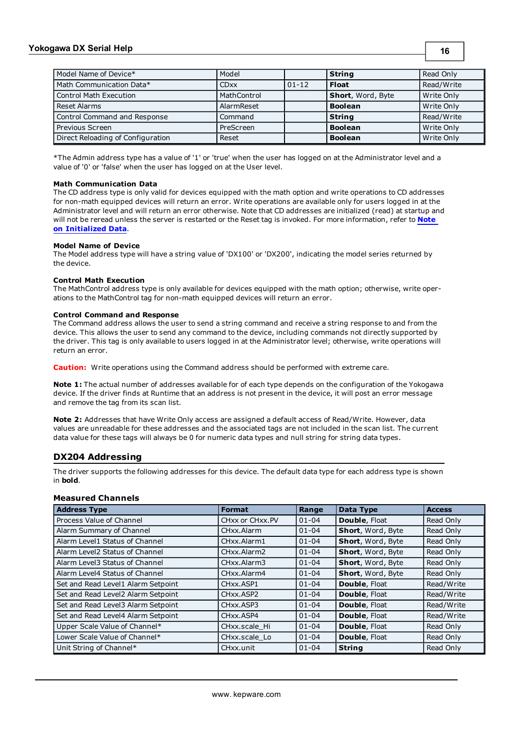| Model Name of Device* | Model | | **String** | Read Only |
|---|---|---|---|---|
| Math Communication Data* | CDxx | 01-12 | **Float** | Read/Write |
| Control Math Execution | MathControl | | **Short**, Word, Byte | Write Only |
| Reset Alarms | AlarmReset | | **Boolean** | Write Only |
| Control Command and Response | Command | | **String** | Read/Write |
| Previous Screen | PreScreen | | **Boolean** | Write Only |
| Direct Reloading of Configuration | Reset | | **Boolean** | Write Only |

*The Admin address type has a value of '1' or 'true' when the user has logged on at the Administrator level and a value of '0' or 'false' when the user has logged on at the User level.

**Math Communication Data**
The CD address type is only valid for devices equipped with the math option and write operations to CD addresses for non-math equipped devices will return an error. Write operations are available only for users logged in at the Administrator level and will return an error otherwise. Note that CD addresses are initialized (read) at startup and will not be reread unless the server is restarted or the Reset tag is invoked. For more information, refer to **Note on Initialized Data**.

**Model Name of Device**
The Model address type will have a string value of 'DX100' or 'DX200', indicating the model series returned by the device.

**Control Math Execution**
The MathControl address type is only available for devices equipped with the math option; otherwise, write operations to the MathControl tag for non-math equipped devices will return an error.

**Control Command and Response**
The Command address allows the user to send a string command and receive a string response to and from the device. This allows the user to send any command to the device, including commands not directly supported by the driver. This tag is only available to users logged in at the Administrator level; otherwise, write operations will return an error.

**Caution:** Write operations using the Command address should be performed with extreme care.

**Note 1:** The actual number of addresses available for of each type depends on the configuration of the Yokogawa device. If the driver finds at Runtime that an address is not present in the device, it will post an error message and remove the tag from its scan list.

**Note 2:** Addresses that have Write Only access are assigned a default access of Read/Write. However, data values are unreadable for these addresses and the associated tags are not included in the scan list. The current data value for these tags will always be 0 for numeric data types and null string for string data types.

## DX204 Addressing

The driver supports the following addresses for this device. The default data type for each address type is shown in **bold**.

### Measured Channels

| Address Type | Format | Range | Data Type | Access |
|---|---|---|---|---|
| Process Value of Channel | CHxx or CHxx.PV | 01-04 | **Double**, Float | Read Only |
| Alarm Summary of Channel | CHxx.Alarm | 01-04 | **Short**, Word, Byte | Read Only |
| Alarm Level1 Status of Channel | CHxx.Alarm1 | 01-04 | **Short**, Word, Byte | Read Only |
| Alarm Level2 Status of Channel | CHxx.Alarm2 | 01-04 | **Short**, Word, Byte | Read Only |
| Alarm Level3 Status of Channel | CHxx.Alarm3 | 01-04 | **Short**, Word, Byte | Read Only |
| Alarm Level4 Status of Channel | CHxx.Alarm4 | 01-04 | **Short**, Word, Byte | Read Only |
| Set and Read Level1 Alarm Setpoint | CHxx.ASP1 | 01-04 | **Double**, Float | Read/Write |
| Set and Read Level2 Alarm Setpoint | CHxx.ASP2 | 01-04 | **Double**, Float | Read/Write |
| Set and Read Level3 Alarm Setpoint | CHxx.ASP3 | 01-04 | **Double**, Float | Read/Write |
| Set and Read Level4 Alarm Setpoint | CHxx.ASP4 | 01-04 | **Double**, Float | Read/Write |
| Upper Scale Value of Channel* | CHxx.scale_Hi | 01-04 | **Double**, Float | Read Only |
| Lower Scale Value of Channel* | CHxx.scale_Lo | 01-04 | **Double**, Float | Read Only |
| Unit String of Channel* | CHxx.unit | 01-04 | **String** | Read Only |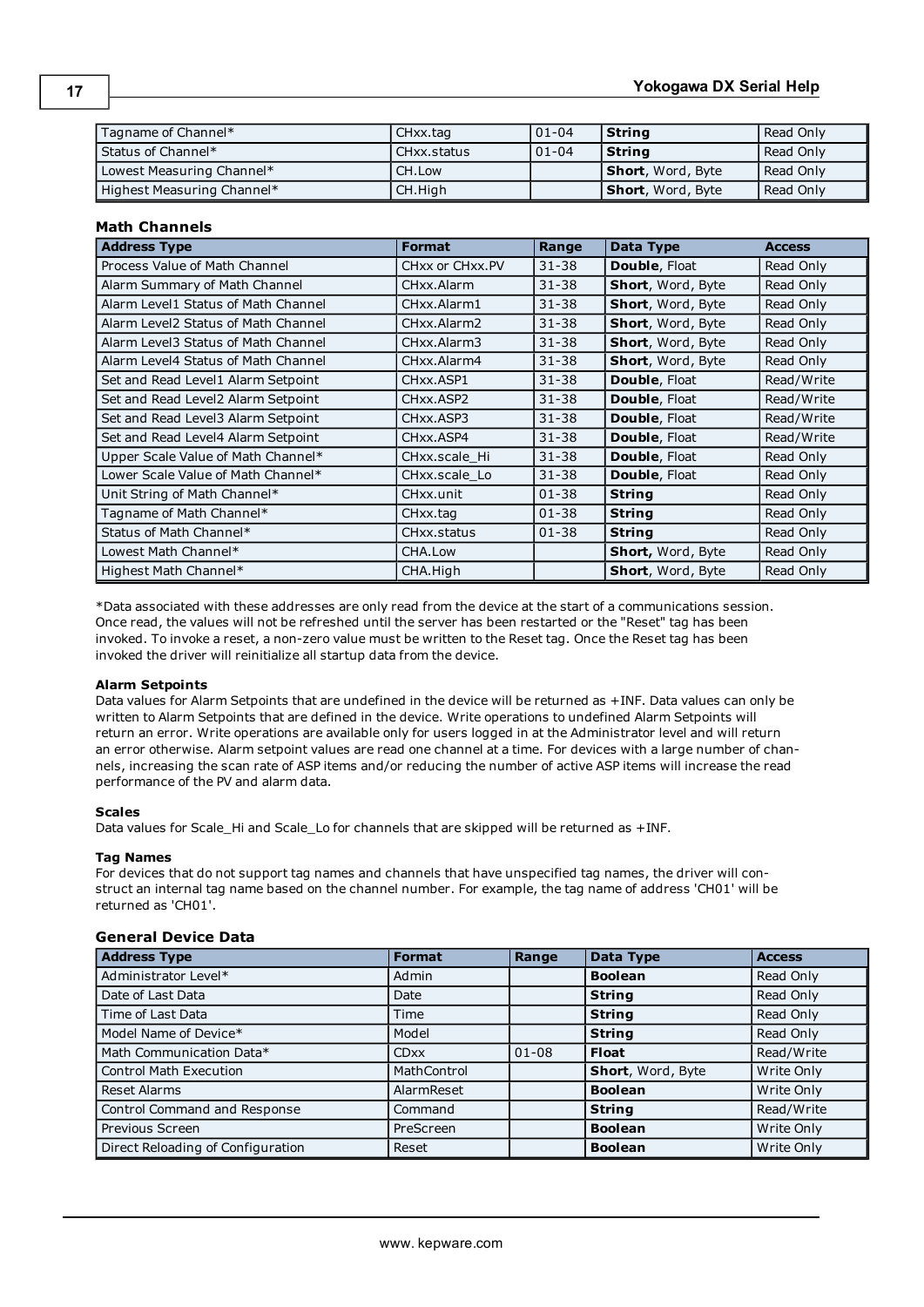| Tagname of Channel* | CHxx.tag | 01-04 | **String** | Read Only |
|---|---|---|---|---|
| Status of Channel* | CHxx.status | 01-04 | **String** | Read Only |
| Lowest Measuring Channel* | CH.Low | | **Short**, Word, Byte | Read Only |
| Highest Measuring Channel* | CH.High | | **Short**, Word, Byte | Read Only |

### Math Channels

| Address Type | Format | Range | Data Type | Access |
|---|---|---|---|---|
| Process Value of Math Channel | CHxx or CHxx.PV | 31-38 | **Double**, Float | Read Only |
| Alarm Summary of Math Channel | CHxx.Alarm | 31-38 | **Short**, Word, Byte | Read Only |
| Alarm Level1 Status of Math Channel | CHxx.Alarm1 | 31-38 | **Short**, Word, Byte | Read Only |
| Alarm Level2 Status of Math Channel | CHxx.Alarm2 | 31-38 | **Short**, Word, Byte | Read Only |
| Alarm Level3 Status of Math Channel | CHxx.Alarm3 | 31-38 | **Short**, Word, Byte | Read Only |
| Alarm Level4 Status of Math Channel | CHxx.Alarm4 | 31-38 | **Short**, Word, Byte | Read Only |
| Set and Read Level1 Alarm Setpoint | CHxx.ASP1 | 31-38 | **Double**, Float | Read/Write |
| Set and Read Level2 Alarm Setpoint | CHxx.ASP2 | 31-38 | **Double**, Float | Read/Write |
| Set and Read Level3 Alarm Setpoint | CHxx.ASP3 | 31-38 | **Double**, Float | Read/Write |
| Set and Read Level4 Alarm Setpoint | CHxx.ASP4 | 31-38 | **Double**, Float | Read/Write |
| Upper Scale Value of Math Channel* | CHxx.scale_Hi | 31-38 | **Double**, Float | Read Only |
| Lower Scale Value of Math Channel* | CHxx.scale_Lo | 31-38 | **Double**, Float | Read Only |
| Unit String of Math Channel* | CHxx.unit | 01-38 | **String** | Read Only |
| Tagname of Math Channel* | CHxx.tag | 01-38 | **String** | Read Only |
| Status of Math Channel* | CHxx.status | 01-38 | **String** | Read Only |
| Lowest Math Channel* | CHA.Low | | **Short,** Word, Byte | Read Only |
| Highest Math Channel* | CHA.High | | **Short**, Word, Byte | Read Only |

*Data associated with these addresses are only read from the device at the start of a communications session. Once read, the values will not be refreshed until the server has been restarted or the "Reset" tag has been invoked. To invoke a reset, a non-zero value must be written to the Reset tag. Once the Reset tag has been invoked the driver will reinitialize all startup data from the device.

#### Alarm Setpoints

Data values for Alarm Setpoints that are undefined in the device will be returned as +INF. Data values can only be written to Alarm Setpoints that are defined in the device. Write operations to undefined Alarm Setpoints will return an error. Write operations are available only for users logged in at the Administrator level and will return an error otherwise. Alarm setpoint values are read one channel at a time. For devices with a large number of channels, increasing the scan rate of ASP items and/or reducing the number of active ASP items will increase the read performance of the PV and alarm data.

#### Scales

Data values for Scale_Hi and Scale_Lo for channels that are skipped will be returned as +INF.

#### Tag Names

For devices that do not support tag names and channels that have unspecified tag names, the driver will construct an internal tag name based on the channel number. For example, the tag name of address 'CH01' will be returned as 'CH01'.

### General Device Data

| Address Type | Format | Range | Data Type | Access |
|---|---|---|---|---|
| Administrator Level* | Admin | | **Boolean** | Read Only |
| Date of Last Data | Date | | **String** | Read Only |
| Time of Last Data | Time | | **String** | Read Only |
| Model Name of Device* | Model | | **String** | Read Only |
| Math Communication Data* | CDxx | 01-08 | **Float** | Read/Write |
| Control Math Execution | MathControl | | **Short**, Word, Byte | Write Only |
| Reset Alarms | AlarmReset | | **Boolean** | Write Only |
| Control Command and Response | Command | | **String** | Read/Write |
| Previous Screen | PreScreen | | **Boolean** | Write Only |
| Direct Reloading of Configuration | Reset | | **Boolean** | Write Only |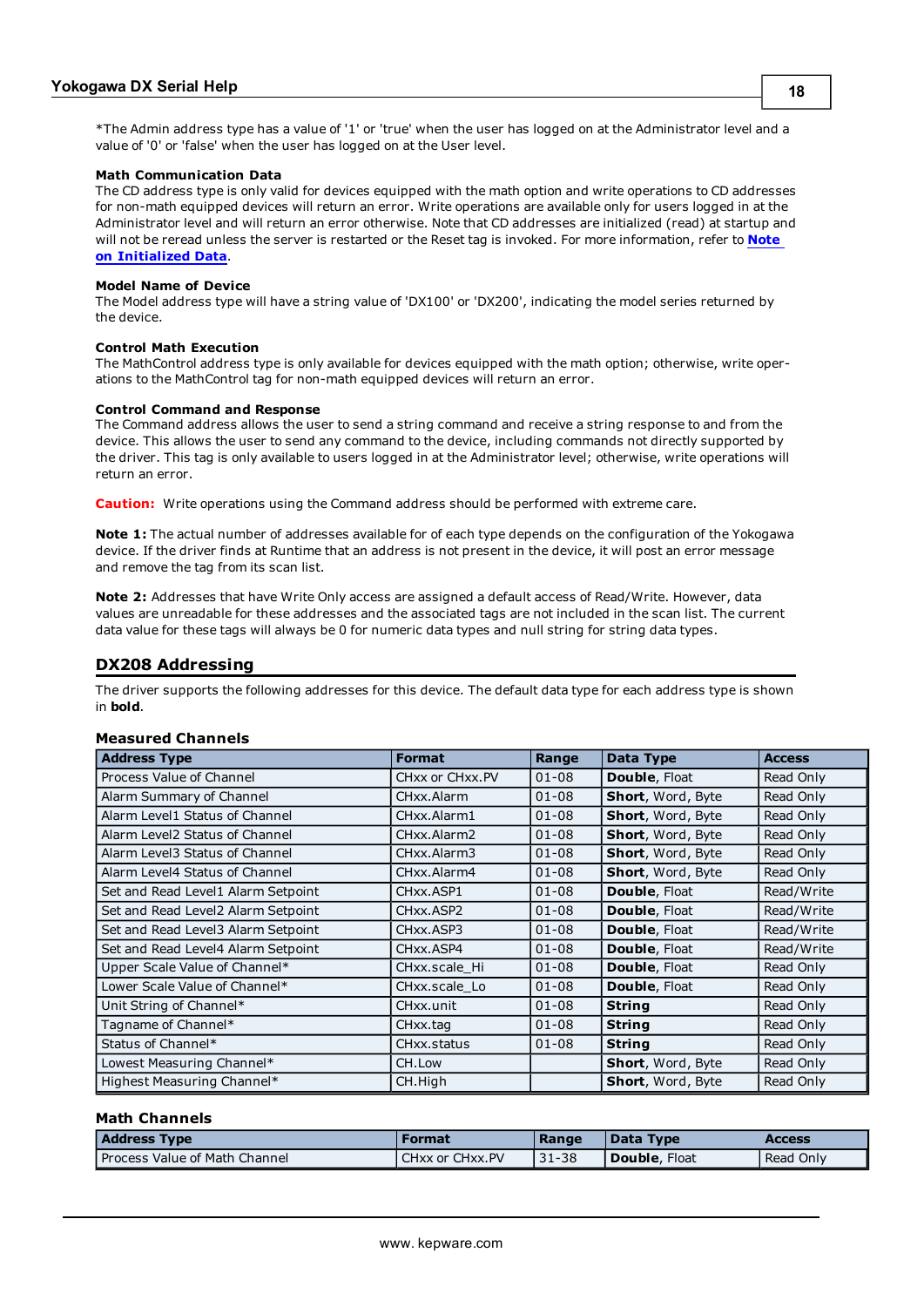*The Admin address type has a value of '1' or 'true' when the user has logged on at the Administrator level and a value of '0' or 'false' when the user has logged on at the User level.

**Math Communication Data**
The CD address type is only valid for devices equipped with the math option and write operations to CD addresses for non-math equipped devices will return an error. Write operations are available only for users logged in at the Administrator level and will return an error otherwise. Note that CD addresses are initialized (read) at startup and will not be reread unless the server is restarted or the Reset tag is invoked. For more information, refer to **Note on Initialized Data**.

**Model Name of Device**
The Model address type will have a string value of 'DX100' or 'DX200', indicating the model series returned by the device.

**Control Math Execution**
The MathControl address type is only available for devices equipped with the math option; otherwise, write operations to the MathControl tag for non-math equipped devices will return an error.

**Control Command and Response**
The Command address allows the user to send a string command and receive a string response to and from the device. This allows the user to send any command to the device, including commands not directly supported by the driver. This tag is only available to users logged in at the Administrator level; otherwise, write operations will return an error.

**Caution:** Write operations using the Command address should be performed with extreme care.

**Note 1:** The actual number of addresses available for of each type depends on the configuration of the Yokogawa device. If the driver finds at Runtime that an address is not present in the device, it will post an error message and remove the tag from its scan list.

**Note 2:** Addresses that have Write Only access are assigned a default access of Read/Write. However, data values are unreadable for these addresses and the associated tags are not included in the scan list. The current data value for these tags will always be 0 for numeric data types and null string for string data types.

## DX208 Addressing

The driver supports the following addresses for this device. The default data type for each address type is shown in **bold**.

### Measured Channels

| Address Type | Format | Range | Data Type | Access |
|---|---|---|---|---|
| Process Value of Channel | CHxx or CHxx.PV | 01-08 | **Double**, Float | Read Only |
| Alarm Summary of Channel | CHxx.Alarm | 01-08 | **Short**, Word, Byte | Read Only |
| Alarm Level1 Status of Channel | CHxx.Alarm1 | 01-08 | **Short**, Word, Byte | Read Only |
| Alarm Level2 Status of Channel | CHxx.Alarm2 | 01-08 | **Short**, Word, Byte | Read Only |
| Alarm Level3 Status of Channel | CHxx.Alarm3 | 01-08 | **Short**, Word, Byte | Read Only |
| Alarm Level4 Status of Channel | CHxx.Alarm4 | 01-08 | **Short**, Word, Byte | Read Only |
| Set and Read Level1 Alarm Setpoint | CHxx.ASP1 | 01-08 | **Double**, Float | Read/Write |
| Set and Read Level2 Alarm Setpoint | CHxx.ASP2 | 01-08 | **Double**, Float | Read/Write |
| Set and Read Level3 Alarm Setpoint | CHxx.ASP3 | 01-08 | **Double**, Float | Read/Write |
| Set and Read Level4 Alarm Setpoint | CHxx.ASP4 | 01-08 | **Double**, Float | Read/Write |
| Upper Scale Value of Channel* | CHxx.scale_Hi | 01-08 | **Double**, Float | Read Only |
| Lower Scale Value of Channel* | CHxx.scale_Lo | 01-08 | **Double**, Float | Read Only |
| Unit String of Channel* | CHxx.unit | 01-08 | **String** | Read Only |
| Tagname of Channel* | CHxx.tag | 01-08 | **String** | Read Only |
| Status of Channel* | CHxx.status | 01-08 | **String** | Read Only |
| Lowest Measuring Channel* | CH.Low | | **Short**, Word, Byte | Read Only |
| Highest Measuring Channel* | CH.High | | **Short**, Word, Byte | Read Only |

### Math Channels

| Address Type | Format | Range | Data Type | Access |
|---|---|---|---|---|
| Process Value of Math Channel | CHxx or CHxx.PV | 31-38 | **Double**, Float | Read Only |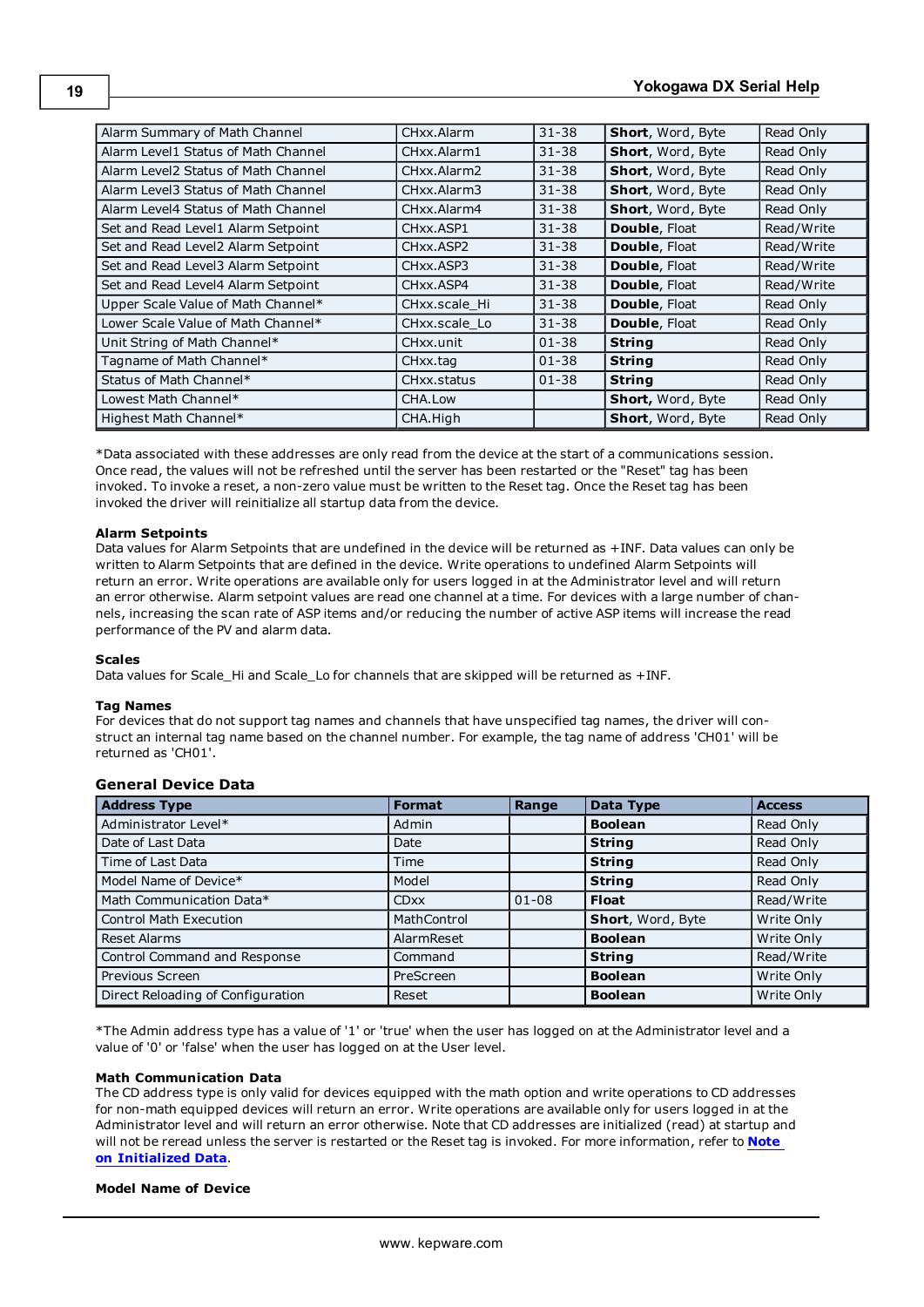| Alarm Summary of Math Channel | CHxx.Alarm | 31-38 | **Short**, Word, Byte | Read Only |
|---|---|---|---|---|
| Alarm Level1 Status of Math Channel | CHxx.Alarm1 | 31-38 | **Short**, Word, Byte | Read Only |
| Alarm Level2 Status of Math Channel | CHxx.Alarm2 | 31-38 | **Short**, Word, Byte | Read Only |
| Alarm Level3 Status of Math Channel | CHxx.Alarm3 | 31-38 | **Short**, Word, Byte | Read Only |
| Alarm Level4 Status of Math Channel | CHxx.Alarm4 | 31-38 | **Short**, Word, Byte | Read Only |
| Set and Read Level1 Alarm Setpoint | CHxx.ASP1 | 31-38 | **Double**, Float | Read/Write |
| Set and Read Level2 Alarm Setpoint | CHxx.ASP2 | 31-38 | **Double**, Float | Read/Write |
| Set and Read Level3 Alarm Setpoint | CHxx.ASP3 | 31-38 | **Double**, Float | Read/Write |
| Set and Read Level4 Alarm Setpoint | CHxx.ASP4 | 31-38 | **Double**, Float | Read/Write |
| Upper Scale Value of Math Channel* | CHxx.scale_Hi | 31-38 | **Double**, Float | Read Only |
| Lower Scale Value of Math Channel* | CHxx.scale_Lo | 31-38 | **Double**, Float | Read Only |
| Unit String of Math Channel* | CHxx.unit | 01-38 | **String** | Read Only |
| Tagname of Math Channel* | CHxx.tag | 01-38 | **String** | Read Only |
| Status of Math Channel* | CHxx.status | 01-38 | **String** | Read Only |
| Lowest Math Channel* | CHA.Low | | **Short**, Word, Byte | Read Only |
| Highest Math Channel* | CHA.High | | **Short**, Word, Byte | Read Only |

*Data associated with these addresses are only read from the device at the start of a communications session. Once read, the values will not be refreshed until the server has been restarted or the "Reset" tag has been invoked. To invoke a reset, a non-zero value must be written to the Reset tag. Once the Reset tag has been invoked the driver will reinitialize all startup data from the device.

**Alarm Setpoints**
Data values for Alarm Setpoints that are undefined in the device will be returned as +INF. Data values can only be written to Alarm Setpoints that are defined in the device. Write operations to undefined Alarm Setpoints will return an error. Write operations are available only for users logged in at the Administrator level and will return an error otherwise. Alarm setpoint values are read one channel at a time. For devices with a large number of channels, increasing the scan rate of ASP items and/or reducing the number of active ASP items will increase the read performance of the PV and alarm data.

**Scales**
Data values for Scale_Hi and Scale_Lo for channels that are skipped will be returned as +INF.

**Tag Names**
For devices that do not support tag names and channels that have unspecified tag names, the driver will construct an internal tag name based on the channel number. For example, the tag name of address 'CH01' will be returned as 'CH01'.

### General Device Data

| Address Type | Format | Range | Data Type | Access |
|---|---|---|---|---|
| Administrator Level* | Admin | | **Boolean** | Read Only |
| Date of Last Data | Date | | **String** | Read Only |
| Time of Last Data | Time | | **String** | Read Only |
| Model Name of Device* | Model | | **String** | Read Only |
| Math Communication Data* | CDxx | 01-08 | **Float** | Read/Write |
| Control Math Execution | MathControl | | **Short**, Word, Byte | Write Only |
| Reset Alarms | AlarmReset | | **Boolean** | Write Only |
| Control Command and Response | Command | | **String** | Read/Write |
| Previous Screen | PreScreen | | **Boolean** | Write Only |
| Direct Reloading of Configuration | Reset | | **Boolean** | Write Only |

*The Admin address type has a value of '1' or 'true' when the user has logged on at the Administrator level and a value of '0' or 'false' when the user has logged on at the User level.

**Math Communication Data**
The CD address type is only valid for devices equipped with the math option and write operations to CD addresses for non-math equipped devices will return an error. Write operations are available only for users logged in at the Administrator level and will return an error otherwise. Note that CD addresses are initialized (read) at startup and will not be reread unless the server is restarted or the Reset tag is invoked. For more information, refer to **Note on Initialized Data**.

**Model Name of Device**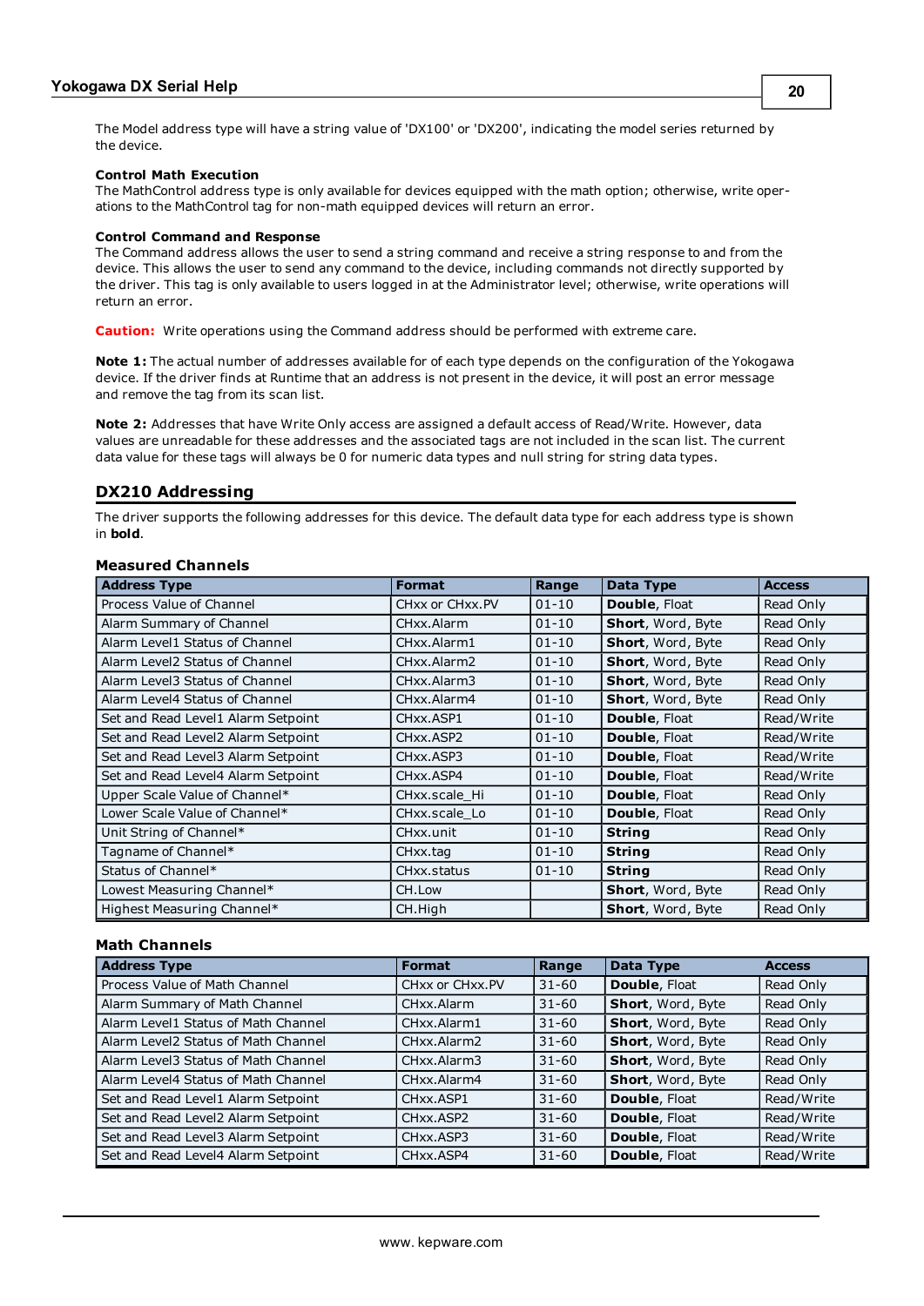The Model address type will have a string value of 'DX100' or 'DX200', indicating the model series returned by the device.

**Control Math Execution**
The MathControl address type is only available for devices equipped with the math option; otherwise, write operations to the MathControl tag for non-math equipped devices will return an error.

**Control Command and Response**
The Command address allows the user to send a string command and receive a string response to and from the device. This allows the user to send any command to the device, including commands not directly supported by the driver. This tag is only available to users logged in at the Administrator level; otherwise, write operations will return an error.

**Caution:** Write operations using the Command address should be performed with extreme care.

**Note 1:** The actual number of addresses available for of each type depends on the configuration of the Yokogawa device. If the driver finds at Runtime that an address is not present in the device, it will post an error message and remove the tag from its scan list.

**Note 2:** Addresses that have Write Only access are assigned a default access of Read/Write. However, data values are unreadable for these addresses and the associated tags are not included in the scan list. The current data value for these tags will always be 0 for numeric data types and null string for string data types.

## DX210 Addressing

The driver supports the following addresses for this device. The default data type for each address type is shown in **bold**.

### Measured Channels

| Address Type | Format | Range | Data Type | Access |
|---|---|---|---|---|
| Process Value of Channel | CHxx or CHxx.PV | 01-10 | **Double**, Float | Read Only |
| Alarm Summary of Channel | CHxx.Alarm | 01-10 | **Short**, Word, Byte | Read Only |
| Alarm Level1 Status of Channel | CHxx.Alarm1 | 01-10 | **Short**, Word, Byte | Read Only |
| Alarm Level2 Status of Channel | CHxx.Alarm2 | 01-10 | **Short**, Word, Byte | Read Only |
| Alarm Level3 Status of Channel | CHxx.Alarm3 | 01-10 | **Short**, Word, Byte | Read Only |
| Alarm Level4 Status of Channel | CHxx.Alarm4 | 01-10 | **Short**, Word, Byte | Read Only |
| Set and Read Level1 Alarm Setpoint | CHxx.ASP1 | 01-10 | **Double**, Float | Read/Write |
| Set and Read Level2 Alarm Setpoint | CHxx.ASP2 | 01-10 | **Double**, Float | Read/Write |
| Set and Read Level3 Alarm Setpoint | CHxx.ASP3 | 01-10 | **Double**, Float | Read/Write |
| Set and Read Level4 Alarm Setpoint | CHxx.ASP4 | 01-10 | **Double**, Float | Read/Write |
| Upper Scale Value of Channel* | CHxx.scale_Hi | 01-10 | **Double**, Float | Read Only |
| Lower Scale Value of Channel* | CHxx.scale_Lo | 01-10 | **Double**, Float | Read Only |
| Unit String of Channel* | CHxx.unit | 01-10 | **String** | Read Only |
| Tagname of Channel* | CHxx.tag | 01-10 | **String** | Read Only |
| Status of Channel* | CHxx.status | 01-10 | **String** | Read Only |
| Lowest Measuring Channel* | CH.Low | | **Short**, Word, Byte | Read Only |
| Highest Measuring Channel* | CH.High | | **Short**, Word, Byte | Read Only |

### Math Channels

| Address Type | Format | Range | Data Type | Access |
|---|---|---|---|---|
| Process Value of Math Channel | CHxx or CHxx.PV | 31-60 | **Double**, Float | Read Only |
| Alarm Summary of Math Channel | CHxx.Alarm | 31-60 | **Short**, Word, Byte | Read Only |
| Alarm Level1 Status of Math Channel | CHxx.Alarm1 | 31-60 | **Short**, Word, Byte | Read Only |
| Alarm Level2 Status of Math Channel | CHxx.Alarm2 | 31-60 | **Short**, Word, Byte | Read Only |
| Alarm Level3 Status of Math Channel | CHxx.Alarm3 | 31-60 | **Short**, Word, Byte | Read Only |
| Alarm Level4 Status of Math Channel | CHxx.Alarm4 | 31-60 | **Short**, Word, Byte | Read Only |
| Set and Read Level1 Alarm Setpoint | CHxx.ASP1 | 31-60 | **Double**, Float | Read/Write |
| Set and Read Level2 Alarm Setpoint | CHxx.ASP2 | 31-60 | **Double**, Float | Read/Write |
| Set and Read Level3 Alarm Setpoint | CHxx.ASP3 | 31-60 | **Double**, Float | Read/Write |
| Set and Read Level4 Alarm Setpoint | CHxx.ASP4 | 31-60 | **Double**, Float | Read/Write |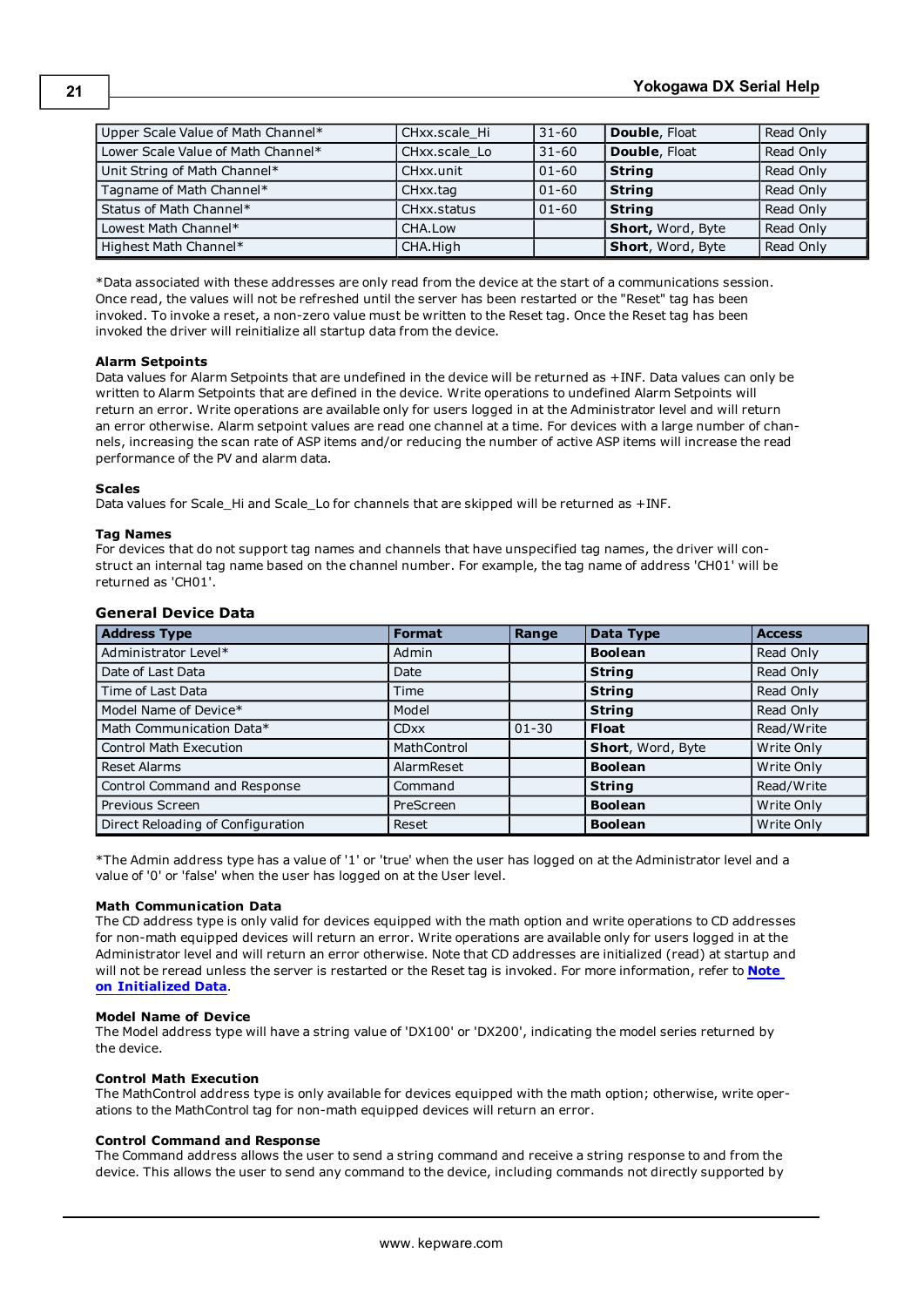| Upper Scale Value of Math Channel* | CHxx.scale_Hi | 31-60 | **Double**, Float | Read Only |
|---|---|---|---|---|
| Lower Scale Value of Math Channel* | CHxx.scale_Lo | 31-60 | **Double**, Float | Read Only |
| Unit String of Math Channel* | CHxx.unit | 01-60 | **String** | Read Only |
| Tagname of Math Channel* | CHxx.tag | 01-60 | **String** | Read Only |
| Status of Math Channel* | CHxx.status | 01-60 | **String** | Read Only |
| Lowest Math Channel* | CHA.Low | | **Short**, Word, Byte | Read Only |
| Highest Math Channel* | CHA.High | | **Short**, Word, Byte | Read Only |

*Data associated with these addresses are only read from the device at the start of a communications session. Once read, the values will not be refreshed until the server has been restarted or the "Reset" tag has been invoked. To invoke a reset, a non-zero value must be written to the Reset tag. Once the Reset tag has been invoked the driver will reinitialize all startup data from the device.

**Alarm Setpoints**
Data values for Alarm Setpoints that are undefined in the device will be returned as +INF. Data values can only be written to Alarm Setpoints that are defined in the device. Write operations to undefined Alarm Setpoints will return an error. Write operations are available only for users logged in at the Administrator level and will return an error otherwise. Alarm setpoint values are read one channel at a time. For devices with a large number of channels, increasing the scan rate of ASP items and/or reducing the number of active ASP items will increase the read performance of the PV and alarm data.

**Scales**
Data values for Scale_Hi and Scale_Lo for channels that are skipped will be returned as +INF.

**Tag Names**
For devices that do not support tag names and channels that have unspecified tag names, the driver will construct an internal tag name based on the channel number. For example, the tag name of address 'CH01' will be returned as 'CH01'.

### General Device Data

| Address Type | Format | Range | Data Type | Access |
|---|---|---|---|---|
| Administrator Level* | Admin | | **Boolean** | Read Only |
| Date of Last Data | Date | | **String** | Read Only |
| Time of Last Data | Time | | **String** | Read Only |
| Model Name of Device* | Model | | **String** | Read Only |
| Math Communication Data* | CDxx | 01-30 | **Float** | Read/Write |
| Control Math Execution | MathControl | | **Short**, Word, Byte | Write Only |
| Reset Alarms | AlarmReset | | **Boolean** | Write Only |
| Control Command and Response | Command | | **String** | Read/Write |
| Previous Screen | PreScreen | | **Boolean** | Write Only |
| Direct Reloading of Configuration | Reset | | **Boolean** | Write Only |

*The Admin address type has a value of '1' or 'true' when the user has logged on at the Administrator level and a value of '0' or 'false' when the user has logged on at the User level.

**Math Communication Data**
The CD address type is only valid for devices equipped with the math option and write operations to CD addresses for non-math equipped devices will return an error. Write operations are available only for users logged in at the Administrator level and will return an error otherwise. Note that CD addresses are initialized (read) at startup and will not be reread unless the server is restarted or the Reset tag is invoked. For more information, refer to **Note on Initialized Data**.

**Model Name of Device**
The Model address type will have a string value of 'DX100' or 'DX200', indicating the model series returned by the device.

**Control Math Execution**
The MathControl address type is only available for devices equipped with the math option; otherwise, write operations to the MathControl tag for non-math equipped devices will return an error.

**Control Command and Response**
The Command address allows the user to send a string command and receive a string response to and from the device. This allows the user to send any command to the device, including commands not directly supported by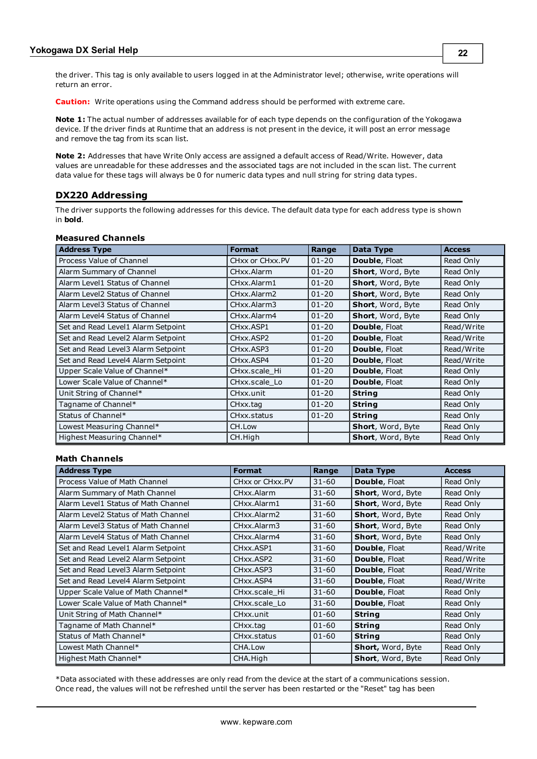the driver. This tag is only available to users logged in at the Administrator level; otherwise, write operations will return an error.

**Caution:** Write operations using the Command address should be performed with extreme care.

**Note 1:** The actual number of addresses available for of each type depends on the configuration of the Yokogawa device. If the driver finds at Runtime that an address is not present in the device, it will post an error message and remove the tag from its scan list.

**Note 2:** Addresses that have Write Only access are assigned a default access of Read/Write. However, data values are unreadable for these addresses and the associated tags are not included in the scan list. The current data value for these tags will always be 0 for numeric data types and null string for string data types.

## DX220 Addressing

The driver supports the following addresses for this device. The default data type for each address type is shown in **bold**.

### Measured Channels

| Address Type | Format | Range | Data Type | Access |
|---|---|---|---|---|
| Process Value of Channel | CHxx or CHxx.PV | 01-20 | **Double**, Float | Read Only |
| Alarm Summary of Channel | CHxx.Alarm | 01-20 | **Short**, Word, Byte | Read Only |
| Alarm Level1 Status of Channel | CHxx.Alarm1 | 01-20 | **Short**, Word, Byte | Read Only |
| Alarm Level2 Status of Channel | CHxx.Alarm2 | 01-20 | **Short**, Word, Byte | Read Only |
| Alarm Level3 Status of Channel | CHxx.Alarm3 | 01-20 | **Short**, Word, Byte | Read Only |
| Alarm Level4 Status of Channel | CHxx.Alarm4 | 01-20 | **Short**, Word, Byte | Read Only |
| Set and Read Level1 Alarm Setpoint | CHxx.ASP1 | 01-20 | **Double**, Float | Read/Write |
| Set and Read Level2 Alarm Setpoint | CHxx.ASP2 | 01-20 | **Double**, Float | Read/Write |
| Set and Read Level3 Alarm Setpoint | CHxx.ASP3 | 01-20 | **Double**, Float | Read/Write |
| Set and Read Level4 Alarm Setpoint | CHxx.ASP4 | 01-20 | **Double**, Float | Read/Write |
| Upper Scale Value of Channel* | CHxx.scale_Hi | 01-20 | **Double**, Float | Read Only |
| Lower Scale Value of Channel* | CHxx.scale_Lo | 01-20 | **Double**, Float | Read Only |
| Unit String of Channel* | CHxx.unit | 01-20 | **String** | Read Only |
| Tagname of Channel* | CHxx.tag | 01-20 | **String** | Read Only |
| Status of Channel* | CHxx.status | 01-20 | **String** | Read Only |
| Lowest Measuring Channel* | CH.Low | | **Short**, Word, Byte | Read Only |
| Highest Measuring Channel* | CH.High | | **Short**, Word, Byte | Read Only |

### Math Channels

| Address Type | Format | Range | Data Type | Access |
|---|---|---|---|---|
| Process Value of Math Channel | CHxx or CHxx.PV | 31-60 | **Double**, Float | Read Only |
| Alarm Summary of Math Channel | CHxx.Alarm | 31-60 | **Short**, Word, Byte | Read Only |
| Alarm Level1 Status of Math Channel | CHxx.Alarm1 | 31-60 | **Short**, Word, Byte | Read Only |
| Alarm Level2 Status of Math Channel | CHxx.Alarm2 | 31-60 | **Short**, Word, Byte | Read Only |
| Alarm Level3 Status of Math Channel | CHxx.Alarm3 | 31-60 | **Short**, Word, Byte | Read Only |
| Alarm Level4 Status of Math Channel | CHxx.Alarm4 | 31-60 | **Short**, Word, Byte | Read Only |
| Set and Read Level1 Alarm Setpoint | CHxx.ASP1 | 31-60 | **Double**, Float | Read/Write |
| Set and Read Level2 Alarm Setpoint | CHxx.ASP2 | 31-60 | **Double**, Float | Read/Write |
| Set and Read Level3 Alarm Setpoint | CHxx.ASP3 | 31-60 | **Double**, Float | Read/Write |
| Set and Read Level4 Alarm Setpoint | CHxx.ASP4 | 31-60 | **Double**, Float | Read/Write |
| Upper Scale Value of Math Channel* | CHxx.scale_Hi | 31-60 | **Double**, Float | Read Only |
| Lower Scale Value of Math Channel* | CHxx.scale_Lo | 31-60 | **Double**, Float | Read Only |
| Unit String of Math Channel* | CHxx.unit | 01-60 | **String** | Read Only |
| Tagname of Math Channel* | CHxx.tag | 01-60 | **String** | Read Only |
| Status of Math Channel* | CHxx.status | 01-60 | **String** | Read Only |
| Lowest Math Channel* | CHA.Low | | **Short**, Word, Byte | Read Only |
| Highest Math Channel* | CHA.High | | **Short**, Word, Byte | Read Only |

*Data associated with these addresses are only read from the device at the start of a communications session. Once read, the values will not be refreshed until the server has been restarted or the "Reset" tag has been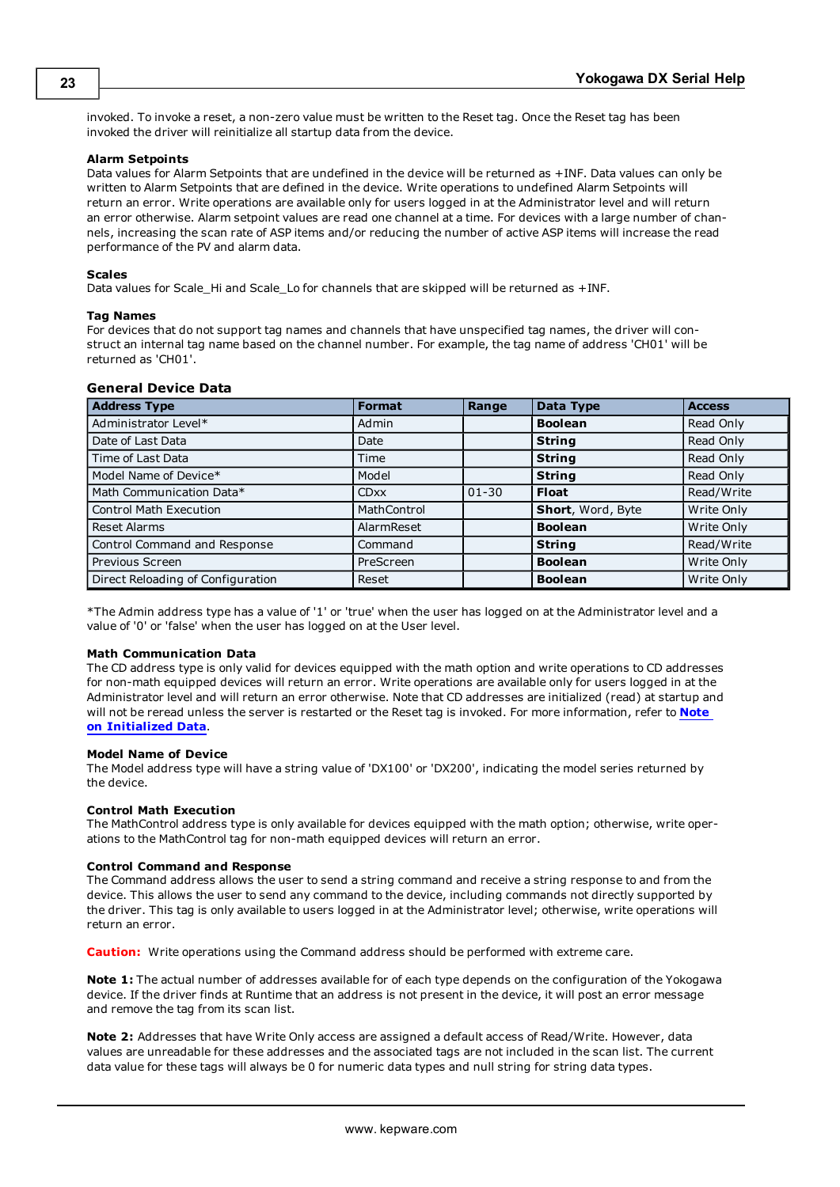invoked. To invoke a reset, a non-zero value must be written to the Reset tag. Once the Reset tag has been invoked the driver will reinitialize all startup data from the device.

**Alarm Setpoints**
Data values for Alarm Setpoints that are undefined in the device will be returned as +INF. Data values can only be written to Alarm Setpoints that are defined in the device. Write operations to undefined Alarm Setpoints will return an error. Write operations are available only for users logged in at the Administrator level and will return an error otherwise. Alarm setpoint values are read one channel at a time. For devices with a large number of channels, increasing the scan rate of ASP items and/or reducing the number of active ASP items will increase the read performance of the PV and alarm data.

**Scales**
Data values for Scale_Hi and Scale_Lo for channels that are skipped will be returned as +INF.

**Tag Names**
For devices that do not support tag names and channels that have unspecified tag names, the driver will construct an internal tag name based on the channel number. For example, the tag name of address 'CH01' will be returned as 'CH01'.

### General Device Data

| Address Type | Format | Range | Data Type | Access |
|---|---|---|---|---|
| Administrator Level* | Admin | | **Boolean** | Read Only |
| Date of Last Data | Date | | **String** | Read Only |
| Time of Last Data | Time | | **String** | Read Only |
| Model Name of Device* | Model | | **String** | Read Only |
| Math Communication Data* | CDxx | 01-30 | **Float** | Read/Write |
| Control Math Execution | MathControl | | **Short**, Word, Byte | Write Only |
| Reset Alarms | AlarmReset | | **Boolean** | Write Only |
| Control Command and Response | Command | | **String** | Read/Write |
| Previous Screen | PreScreen | | **Boolean** | Write Only |
| Direct Reloading of Configuration | Reset | | **Boolean** | Write Only |

*The Admin address type has a value of '1' or 'true' when the user has logged on at the Administrator level and a value of '0' or 'false' when the user has logged on at the User level.

**Math Communication Data**
The CD address type is only valid for devices equipped with the math option and write operations to CD addresses for non-math equipped devices will return an error. Write operations are available only for users logged in at the Administrator level and will return an error otherwise. Note that CD addresses are initialized (read) at startup and will not be reread unless the server is restarted or the Reset tag is invoked. For more information, refer to **Note on Initialized Data**.

**Model Name of Device**
The Model address type will have a string value of 'DX100' or 'DX200', indicating the model series returned by the device.

**Control Math Execution**
The MathControl address type is only available for devices equipped with the math option; otherwise, write operations to the MathControl tag for non-math equipped devices will return an error.

**Control Command and Response**
The Command address allows the user to send a string command and receive a string response to and from the device. This allows the user to send any command to the device, including commands not directly supported by the driver. This tag is only available to users logged in at the Administrator level; otherwise, write operations will return an error.

**Caution:** Write operations using the Command address should be performed with extreme care.

**Note 1:** The actual number of addresses available for of each type depends on the configuration of the Yokogawa device. If the driver finds at Runtime that an address is not present in the device, it will post an error message and remove the tag from its scan list.

**Note 2:** Addresses that have Write Only access are assigned a default access of Read/Write. However, data values are unreadable for these addresses and the associated tags are not included in the scan list. The current data value for these tags will always be 0 for numeric data types and null string for string data types.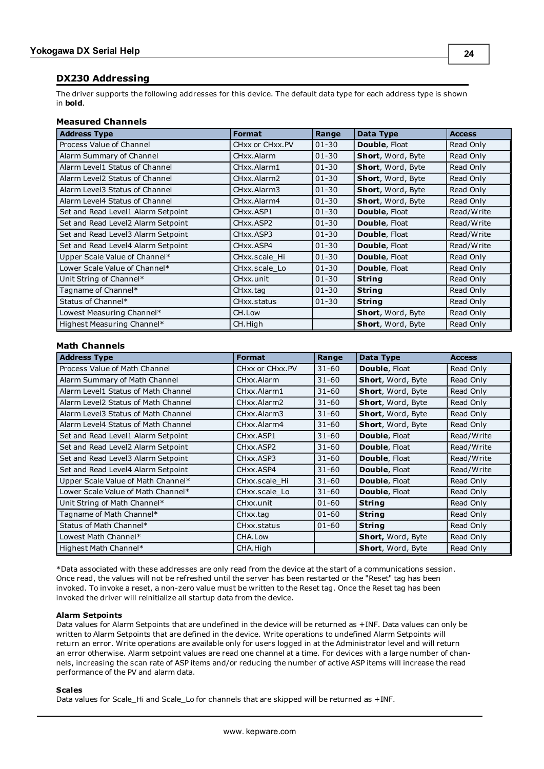## DX230 Addressing

The driver supports the following addresses for this device. The default data type for each address type is shown in **bold**.

### Measured Channels

| Address Type | Format | Range | Data Type | Access |
|---|---|---|---|---|
| Process Value of Channel | CHxx or CHxx.PV | 01-30 | **Double**, Float | Read Only |
| Alarm Summary of Channel | CHxx.Alarm | 01-30 | **Short**, Word, Byte | Read Only |
| Alarm Level1 Status of Channel | CHxx.Alarm1 | 01-30 | **Short**, Word, Byte | Read Only |
| Alarm Level2 Status of Channel | CHxx.Alarm2 | 01-30 | **Short**, Word, Byte | Read Only |
| Alarm Level3 Status of Channel | CHxx.Alarm3 | 01-30 | **Short**, Word, Byte | Read Only |
| Alarm Level4 Status of Channel | CHxx.Alarm4 | 01-30 | **Short**, Word, Byte | Read Only |
| Set and Read Level1 Alarm Setpoint | CHxx.ASP1 | 01-30 | **Double**, Float | Read/Write |
| Set and Read Level2 Alarm Setpoint | CHxx.ASP2 | 01-30 | **Double**, Float | Read/Write |
| Set and Read Level3 Alarm Setpoint | CHxx.ASP3 | 01-30 | **Double**, Float | Read/Write |
| Set and Read Level4 Alarm Setpoint | CHxx.ASP4 | 01-30 | **Double**, Float | Read/Write |
| Upper Scale Value of Channel* | CHxx.scale_Hi | 01-30 | **Double**, Float | Read Only |
| Lower Scale Value of Channel* | CHxx.scale_Lo | 01-30 | **Double**, Float | Read Only |
| Unit String of Channel* | CHxx.unit | 01-30 | **String** | Read Only |
| Tagname of Channel* | CHxx.tag | 01-30 | **String** | Read Only |
| Status of Channel* | CHxx.status | 01-30 | **String** | Read Only |
| Lowest Measuring Channel* | CH.Low | | **Short**, Word, Byte | Read Only |
| Highest Measuring Channel* | CH.High | | **Short**, Word, Byte | Read Only |

### Math Channels

| Address Type | Format | Range | Data Type | Access |
|---|---|---|---|---|
| Process Value of Math Channel | CHxx or CHxx.PV | 31-60 | **Double**, Float | Read Only |
| Alarm Summary of Math Channel | CHxx.Alarm | 31-60 | **Short**, Word, Byte | Read Only |
| Alarm Level1 Status of Math Channel | CHxx.Alarm1 | 31-60 | **Short**, Word, Byte | Read Only |
| Alarm Level2 Status of Math Channel | CHxx.Alarm2 | 31-60 | **Short**, Word, Byte | Read Only |
| Alarm Level3 Status of Math Channel | CHxx.Alarm3 | 31-60 | **Short**, Word, Byte | Read Only |
| Alarm Level4 Status of Math Channel | CHxx.Alarm4 | 31-60 | **Short**, Word, Byte | Read Only |
| Set and Read Level1 Alarm Setpoint | CHxx.ASP1 | 31-60 | **Double**, Float | Read/Write |
| Set and Read Level2 Alarm Setpoint | CHxx.ASP2 | 31-60 | **Double**, Float | Read/Write |
| Set and Read Level3 Alarm Setpoint | CHxx.ASP3 | 31-60 | **Double**, Float | Read/Write |
| Set and Read Level4 Alarm Setpoint | CHxx.ASP4 | 31-60 | **Double**, Float | Read/Write |
| Upper Scale Value of Math Channel* | CHxx.scale_Hi | 31-60 | **Double**, Float | Read Only |
| Lower Scale Value of Math Channel* | CHxx.scale_Lo | 31-60 | **Double**, Float | Read Only |
| Unit String of Math Channel* | CHxx.unit | 01-60 | **String** | Read Only |
| Tagname of Math Channel* | CHxx.tag | 01-60 | **String** | Read Only |
| Status of Math Channel* | CHxx.status | 01-60 | **String** | Read Only |
| Lowest Math Channel* | CHA.Low | | **Short,** Word, Byte | Read Only |
| Highest Math Channel* | CHA.High | | **Short**, Word, Byte | Read Only |

*Data associated with these addresses are only read from the device at the start of a communications session. Once read, the values will not be refreshed until the server has been restarted or the "Reset" tag has been invoked. To invoke a reset, a non-zero value must be written to the Reset tag. Once the Reset tag has been invoked the driver will reinitialize all startup data from the device.

**Alarm Setpoints**
Data values for Alarm Setpoints that are undefined in the device will be returned as +INF. Data values can only be written to Alarm Setpoints that are defined in the device. Write operations to undefined Alarm Setpoints will return an error. Write operations are available only for users logged in at the Administrator level and will return an error otherwise. Alarm setpoint values are read one channel at a time. For devices with a large number of channels, increasing the scan rate of ASP items and/or reducing the number of active ASP items will increase the read performance of the PV and alarm data.

**Scales**
Data values for Scale_Hi and Scale_Lo for channels that are skipped will be returned as +INF.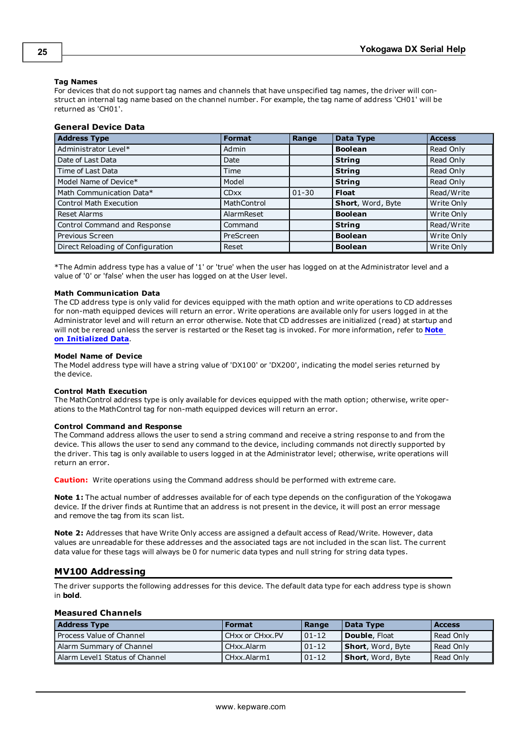### Tag Names

For devices that do not support tag names and channels that have unspecified tag names, the driver will construct an internal tag name based on the channel number. For example, the tag name of address 'CH01' will be returned as 'CH01'.

### General Device Data

| Address Type | Format | Range | Data Type | Access |
|---|---|---|---|---|
| Administrator Level* | Admin | | **Boolean** | Read Only |
| Date of Last Data | Date | | **String** | Read Only |
| Time of Last Data | Time | | **String** | Read Only |
| Model Name of Device* | Model | | **String** | Read Only |
| Math Communication Data* | CDxx | 01-30 | **Float** | Read/Write |
| Control Math Execution | MathControl | | **Short**, Word, Byte | Write Only |
| Reset Alarms | AlarmReset | | **Boolean** | Write Only |
| Control Command and Response | Command | | **String** | Read/Write |
| Previous Screen | PreScreen | | **Boolean** | Write Only |
| Direct Reloading of Configuration | Reset | | **Boolean** | Write Only |

*The Admin address type has a value of '1' or 'true' when the user has logged on at the Administrator level and a value of '0' or 'false' when the user has logged on at the User level.

**Math Communication Data**

The CD address type is only valid for devices equipped with the math option and write operations to CD addresses for non-math equipped devices will return an error. Write operations are available only for users logged in at the Administrator level and will return an error otherwise. Note that CD addresses are initialized (read) at startup and will not be reread unless the server is restarted or the Reset tag is invoked. For more information, refer to **Note on Initialized Data**.

**Model Name of Device**

The Model address type will have a string value of 'DX100' or 'DX200', indicating the model series returned by the device.

**Control Math Execution**

The MathControl address type is only available for devices equipped with the math option; otherwise, write operations to the MathControl tag for non-math equipped devices will return an error.

**Control Command and Response**

The Command address allows the user to send a string command and receive a string response to and from the device. This allows the user to send any command to the device, including commands not directly supported by the driver. This tag is only available to users logged in at the Administrator level; otherwise, write operations will return an error.

**Caution:** Write operations using the Command address should be performed with extreme care.

**Note 1:** The actual number of addresses available for of each type depends on the configuration of the Yokogawa device. If the driver finds at Runtime that an address is not present in the device, it will post an error message and remove the tag from its scan list.

**Note 2:** Addresses that have Write Only access are assigned a default access of Read/Write. However, data values are unreadable for these addresses and the associated tags are not included in the scan list. The current data value for these tags will always be 0 for numeric data types and null string for string data types.

## MV100 Addressing

The driver supports the following addresses for this device. The default data type for each address type is shown in **bold**.

### Measured Channels

| Address Type | Format | Range | Data Type | Access |
|---|---|---|---|---|
| Process Value of Channel | CHxx or CHxx.PV | 01-12 | **Double**, Float | Read Only |
| Alarm Summary of Channel | CHxx.Alarm | 01-12 | **Short**, Word, Byte | Read Only |
| Alarm Level1 Status of Channel | CHxx.Alarm1 | 01-12 | **Short**, Word, Byte | Read Only |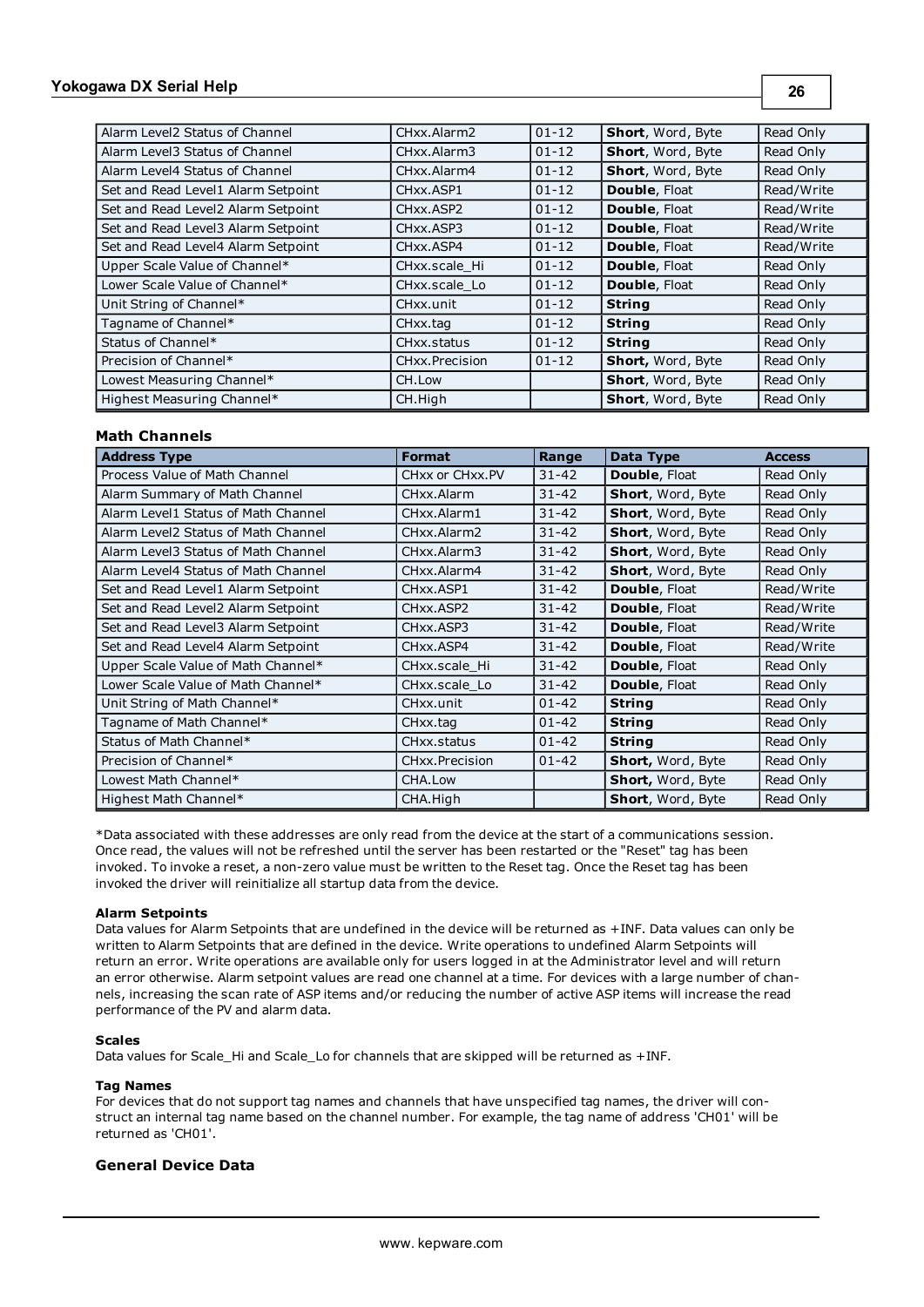| | | | | |
|---|---|---|---|---|
| Alarm Level2 Status of Channel | CHxx.Alarm2 | 01-12 | **Short**, Word, Byte | Read Only |
| Alarm Level3 Status of Channel | CHxx.Alarm3 | 01-12 | **Short**, Word, Byte | Read Only |
| Alarm Level4 Status of Channel | CHxx.Alarm4 | 01-12 | **Short**, Word, Byte | Read Only |
| Set and Read Level1 Alarm Setpoint | CHxx.ASP1 | 01-12 | **Double**, Float | Read/Write |
| Set and Read Level2 Alarm Setpoint | CHxx.ASP2 | 01-12 | **Double**, Float | Read/Write |
| Set and Read Level3 Alarm Setpoint | CHxx.ASP3 | 01-12 | **Double**, Float | Read/Write |
| Set and Read Level4 Alarm Setpoint | CHxx.ASP4 | 01-12 | **Double**, Float | Read/Write |
| Upper Scale Value of Channel* | CHxx.scale_Hi | 01-12 | **Double**, Float | Read Only |
| Lower Scale Value of Channel* | CHxx.scale_Lo | 01-12 | **Double**, Float | Read Only |
| Unit String of Channel* | CHxx.unit | 01-12 | **String** | Read Only |
| Tagname of Channel* | CHxx.tag | 01-12 | **String** | Read Only |
| Status of Channel* | CHxx.status | 01-12 | **String** | Read Only |
| Precision of Channel* | CHxx.Precision | 01-12 | **Short,** Word, Byte | Read Only |
| Lowest Measuring Channel* | CH.Low | | **Short**, Word, Byte | Read Only |
| Highest Measuring Channel* | CH.High | | **Short**, Word, Byte | Read Only |

### Math Channels

| Address Type | Format | Range | Data Type | Access |
|---|---|---|---|---|
| Process Value of Math Channel | CHxx or CHxx.PV | 31-42 | **Double**, Float | Read Only |
| Alarm Summary of Math Channel | CHxx.Alarm | 31-42 | **Short**, Word, Byte | Read Only |
| Alarm Level1 Status of Math Channel | CHxx.Alarm1 | 31-42 | **Short**, Word, Byte | Read Only |
| Alarm Level2 Status of Math Channel | CHxx.Alarm2 | 31-42 | **Short**, Word, Byte | Read Only |
| Alarm Level3 Status of Math Channel | CHxx.Alarm3 | 31-42 | **Short**, Word, Byte | Read Only |
| Alarm Level4 Status of Math Channel | CHxx.Alarm4 | 31-42 | **Short**, Word, Byte | Read Only |
| Set and Read Level1 Alarm Setpoint | CHxx.ASP1 | 31-42 | **Double**, Float | Read/Write |
| Set and Read Level2 Alarm Setpoint | CHxx.ASP2 | 31-42 | **Double**, Float | Read/Write |
| Set and Read Level3 Alarm Setpoint | CHxx.ASP3 | 31-42 | **Double**, Float | Read/Write |
| Set and Read Level4 Alarm Setpoint | CHxx.ASP4 | 31-42 | **Double**, Float | Read/Write |
| Upper Scale Value of Math Channel* | CHxx.scale_Hi | 31-42 | **Double**, Float | Read Only |
| Lower Scale Value of Math Channel* | CHxx.scale_Lo | 31-42 | **Double**, Float | Read Only |
| Unit String of Math Channel* | CHxx.unit | 01-42 | **String** | Read Only |
| Tagname of Math Channel* | CHxx.tag | 01-42 | **String** | Read Only |
| Status of Math Channel* | CHxx.status | 01-42 | **String** | Read Only |
| Precision of Channel* | CHxx.Precision | 01-42 | **Short,** Word, Byte | Read Only |
| Lowest Math Channel* | CHA.Low | | **Short,** Word, Byte | Read Only |
| Highest Math Channel* | CHA.High | | **Short**, Word, Byte | Read Only |

*Data associated with these addresses are only read from the device at the start of a communications session. Once read, the values will not be refreshed until the server has been restarted or the "Reset" tag has been invoked. To invoke a reset, a non-zero value must be written to the Reset tag. Once the Reset tag has been invoked the driver will reinitialize all startup data from the device.

#### Alarm Setpoints

Data values for Alarm Setpoints that are undefined in the device will be returned as +INF. Data values can only be written to Alarm Setpoints that are defined in the device. Write operations to undefined Alarm Setpoints will return an error. Write operations are available only for users logged in at the Administrator level and will return an error otherwise. Alarm setpoint values are read one channel at a time. For devices with a large number of channels, increasing the scan rate of ASP items and/or reducing the number of active ASP items will increase the read performance of the PV and alarm data.

#### Scales

Data values for Scale_Hi and Scale_Lo for channels that are skipped will be returned as +INF.

#### Tag Names

For devices that do not support tag names and channels that have unspecified tag names, the driver will construct an internal tag name based on the channel number. For example, the tag name of address 'CH01' will be returned as 'CH01'.

### General Device Data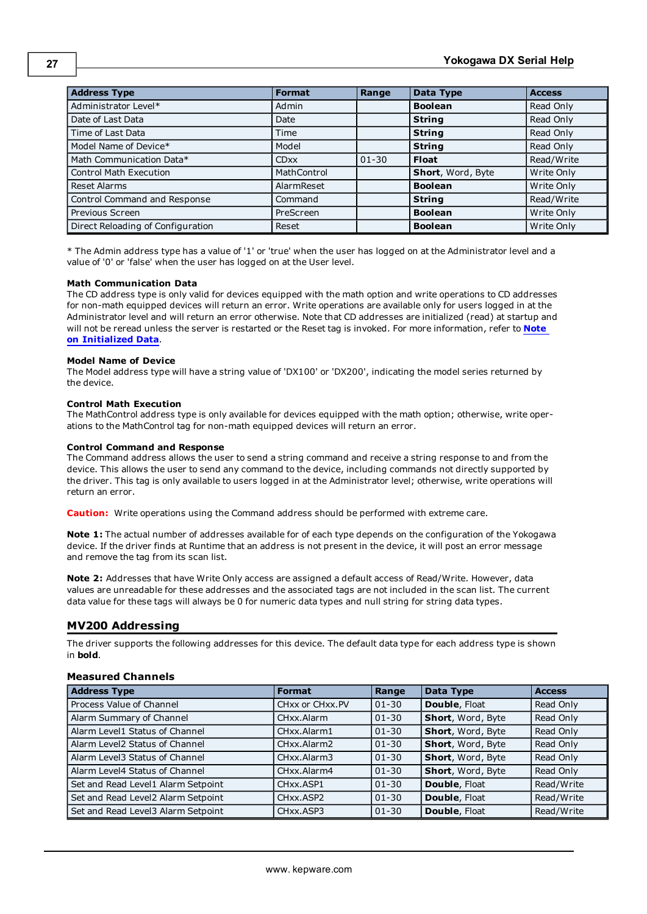| Address Type | Format | Range | Data Type | Access |
|---|---|---|---|---|
| Administrator Level* | Admin | | **Boolean** | Read Only |
| Date of Last Data | Date | | **String** | Read Only |
| Time of Last Data | Time | | **String** | Read Only |
| Model Name of Device* | Model | | **String** | Read Only |
| Math Communication Data* | CDxx | 01-30 | **Float** | Read/Write |
| Control Math Execution | MathControl | | **Short**, Word, Byte | Write Only |
| Reset Alarms | AlarmReset | | **Boolean** | Write Only |
| Control Command and Response | Command | | **String** | Read/Write |
| Previous Screen | PreScreen | | **Boolean** | Write Only |
| Direct Reloading of Configuration | Reset | | **Boolean** | Write Only |

* The Admin address type has a value of '1' or 'true' when the user has logged on at the Administrator level and a value of '0' or 'false' when the user has logged on at the User level.

**Math Communication Data**
The CD address type is only valid for devices equipped with the math option and write operations to CD addresses for non-math equipped devices will return an error. Write operations are available only for users logged in at the Administrator level and will return an error otherwise. Note that CD addresses are initialized (read) at startup and will not be reread unless the server is restarted or the Reset tag is invoked. For more information, refer to **Note on Initialized Data**.

**Model Name of Device**
The Model address type will have a string value of 'DX100' or 'DX200', indicating the model series returned by the device.

**Control Math Execution**
The MathControl address type is only available for devices equipped with the math option; otherwise, write operations to the MathControl tag for non-math equipped devices will return an error.

**Control Command and Response**
The Command address allows the user to send a string command and receive a string response to and from the device. This allows the user to send any command to the device, including commands not directly supported by the driver. This tag is only available to users logged in at the Administrator level; otherwise, write operations will return an error.

**Caution:** Write operations using the Command address should be performed with extreme care.

**Note 1:** The actual number of addresses available for of each type depends on the configuration of the Yokogawa device. If the driver finds at Runtime that an address is not present in the device, it will post an error message and remove the tag from its scan list.

**Note 2:** Addresses that have Write Only access are assigned a default access of Read/Write. However, data values are unreadable for these addresses and the associated tags are not included in the scan list. The current data value for these tags will always be 0 for numeric data types and null string for string data types.

## MV200 Addressing

The driver supports the following addresses for this device. The default data type for each address type is shown in **bold**.

### Measured Channels

| Address Type | Format | Range | Data Type | Access |
|---|---|---|---|---|
| Process Value of Channel | CHxx or CHxx.PV | 01-30 | **Double**, Float | Read Only |
| Alarm Summary of Channel | CHxx.Alarm | 01-30 | **Short**, Word, Byte | Read Only |
| Alarm Level1 Status of Channel | CHxx.Alarm1 | 01-30 | **Short**, Word, Byte | Read Only |
| Alarm Level2 Status of Channel | CHxx.Alarm2 | 01-30 | **Short**, Word, Byte | Read Only |
| Alarm Level3 Status of Channel | CHxx.Alarm3 | 01-30 | **Short**, Word, Byte | Read Only |
| Alarm Level4 Status of Channel | CHxx.Alarm4 | 01-30 | **Short**, Word, Byte | Read Only |
| Set and Read Level1 Alarm Setpoint | CHxx.ASP1 | 01-30 | **Double**, Float | Read/Write |
| Set and Read Level2 Alarm Setpoint | CHxx.ASP2 | 01-30 | **Double**, Float | Read/Write |
| Set and Read Level3 Alarm Setpoint | CHxx.ASP3 | 01-30 | **Double**, Float | Read/Write |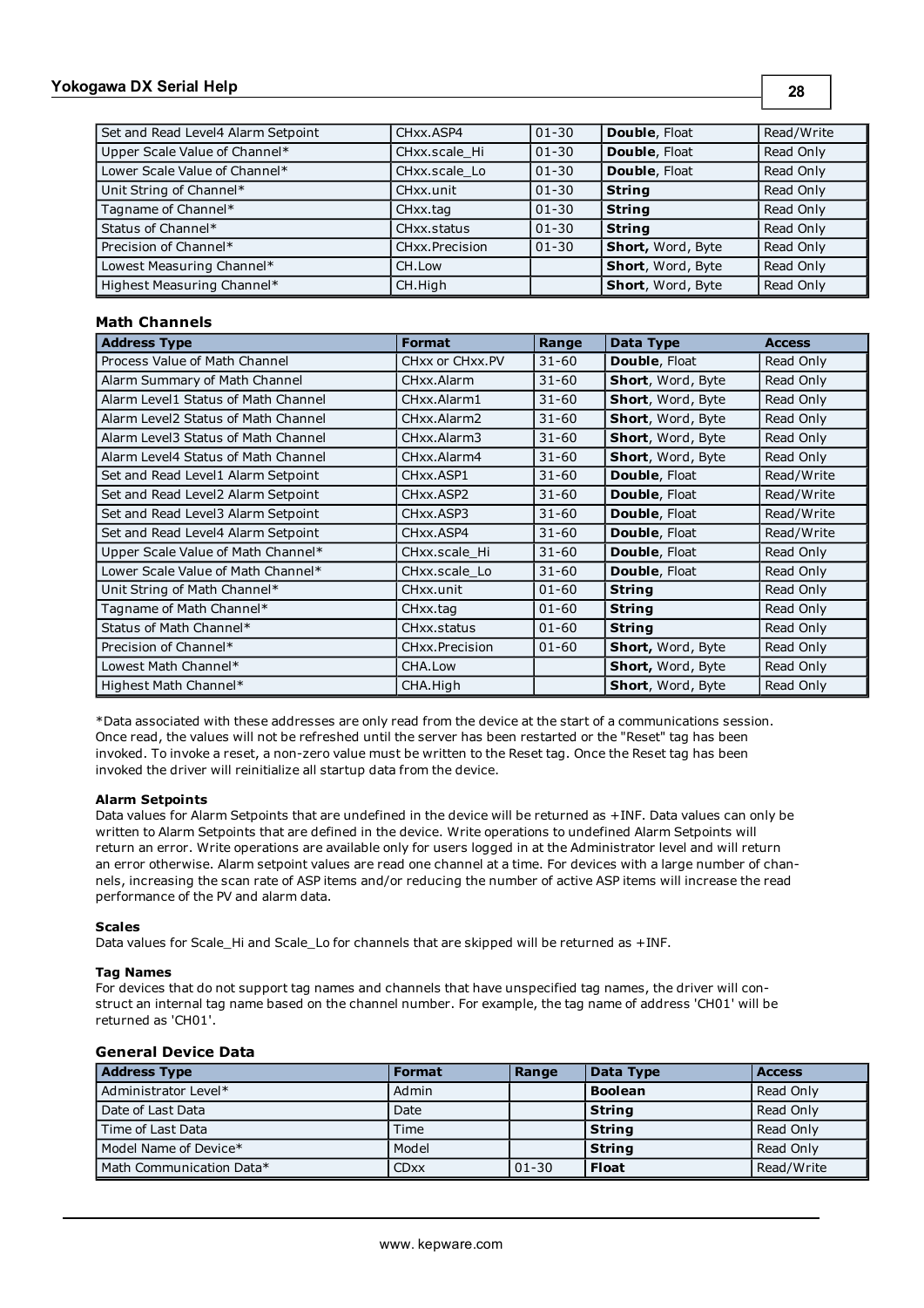| Set and Read Level4 Alarm Setpoint | CHxx.ASP4 | 01-30 | **Double**, Float | Read/Write |
|---|---|---|---|---|
| Upper Scale Value of Channel* | CHxx.scale_Hi | 01-30 | **Double**, Float | Read Only |
| Lower Scale Value of Channel* | CHxx.scale_Lo | 01-30 | **Double**, Float | Read Only |
| Unit String of Channel* | CHxx.unit | 01-30 | **String** | Read Only |
| Tagname of Channel* | CHxx.tag | 01-30 | **String** | Read Only |
| Status of Channel* | CHxx.status | 01-30 | **String** | Read Only |
| Precision of Channel* | CHxx.Precision | 01-30 | **Short**, Word, Byte | Read Only |
| Lowest Measuring Channel* | CH.Low | | **Short**, Word, Byte | Read Only |
| Highest Measuring Channel* | CH.High | | **Short**, Word, Byte | Read Only |

### Math Channels

| Address Type | Format | Range | Data Type | Access |
|---|---|---|---|---|
| Process Value of Math Channel | CHxx or CHxx.PV | 31-60 | **Double**, Float | Read Only |
| Alarm Summary of Math Channel | CHxx.Alarm | 31-60 | **Short**, Word, Byte | Read Only |
| Alarm Level1 Status of Math Channel | CHxx.Alarm1 | 31-60 | **Short**, Word, Byte | Read Only |
| Alarm Level2 Status of Math Channel | CHxx.Alarm2 | 31-60 | **Short**, Word, Byte | Read Only |
| Alarm Level3 Status of Math Channel | CHxx.Alarm3 | 31-60 | **Short**, Word, Byte | Read Only |
| Alarm Level4 Status of Math Channel | CHxx.Alarm4 | 31-60 | **Short**, Word, Byte | Read Only |
| Set and Read Level1 Alarm Setpoint | CHxx.ASP1 | 31-60 | **Double**, Float | Read/Write |
| Set and Read Level2 Alarm Setpoint | CHxx.ASP2 | 31-60 | **Double**, Float | Read/Write |
| Set and Read Level3 Alarm Setpoint | CHxx.ASP3 | 31-60 | **Double**, Float | Read/Write |
| Set and Read Level4 Alarm Setpoint | CHxx.ASP4 | 31-60 | **Double**, Float | Read/Write |
| Upper Scale Value of Math Channel* | CHxx.scale_Hi | 31-60 | **Double**, Float | Read Only |
| Lower Scale Value of Math Channel* | CHxx.scale_Lo | 31-60 | **Double**, Float | Read Only |
| Unit String of Math Channel* | CHxx.unit | 01-60 | **String** | Read Only |
| Tagname of Math Channel* | CHxx.tag | 01-60 | **String** | Read Only |
| Status of Math Channel* | CHxx.status | 01-60 | **String** | Read Only |
| Precision of Channel* | CHxx.Precision | 01-60 | **Short**, Word, Byte | Read Only |
| Lowest Math Channel* | CHA.Low | | **Short**, Word, Byte | Read Only |
| Highest Math Channel* | CHA.High | | **Short**, Word, Byte | Read Only |

*Data associated with these addresses are only read from the device at the start of a communications session. Once read, the values will not be refreshed until the server has been restarted or the "Reset" tag has been invoked. To invoke a reset, a non-zero value must be written to the Reset tag. Once the Reset tag has been invoked the driver will reinitialize all startup data from the device.

#### Alarm Setpoints

Data values for Alarm Setpoints that are undefined in the device will be returned as +INF. Data values can only be written to Alarm Setpoints that are defined in the device. Write operations to undefined Alarm Setpoints will return an error. Write operations are available only for users logged in at the Administrator level and will return an error otherwise. Alarm setpoint values are read one channel at a time. For devices with a large number of channels, increasing the scan rate of ASP items and/or reducing the number of active ASP items will increase the read performance of the PV and alarm data.

#### Scales

Data values for Scale_Hi and Scale_Lo for channels that are skipped will be returned as +INF.

#### Tag Names

For devices that do not support tag names and channels that have unspecified tag names, the driver will construct an internal tag name based on the channel number. For example, the tag name of address 'CH01' will be returned as 'CH01'.

### General Device Data

| Address Type | Format | Range | Data Type | Access |
|---|---|---|---|---|
| Administrator Level* | Admin | | **Boolean** | Read Only |
| Date of Last Data | Date | | **String** | Read Only |
| Time of Last Data | Time | | **String** | Read Only |
| Model Name of Device* | Model | | **String** | Read Only |
| Math Communication Data* | CDxx | 01-30 | **Float** | Read/Write |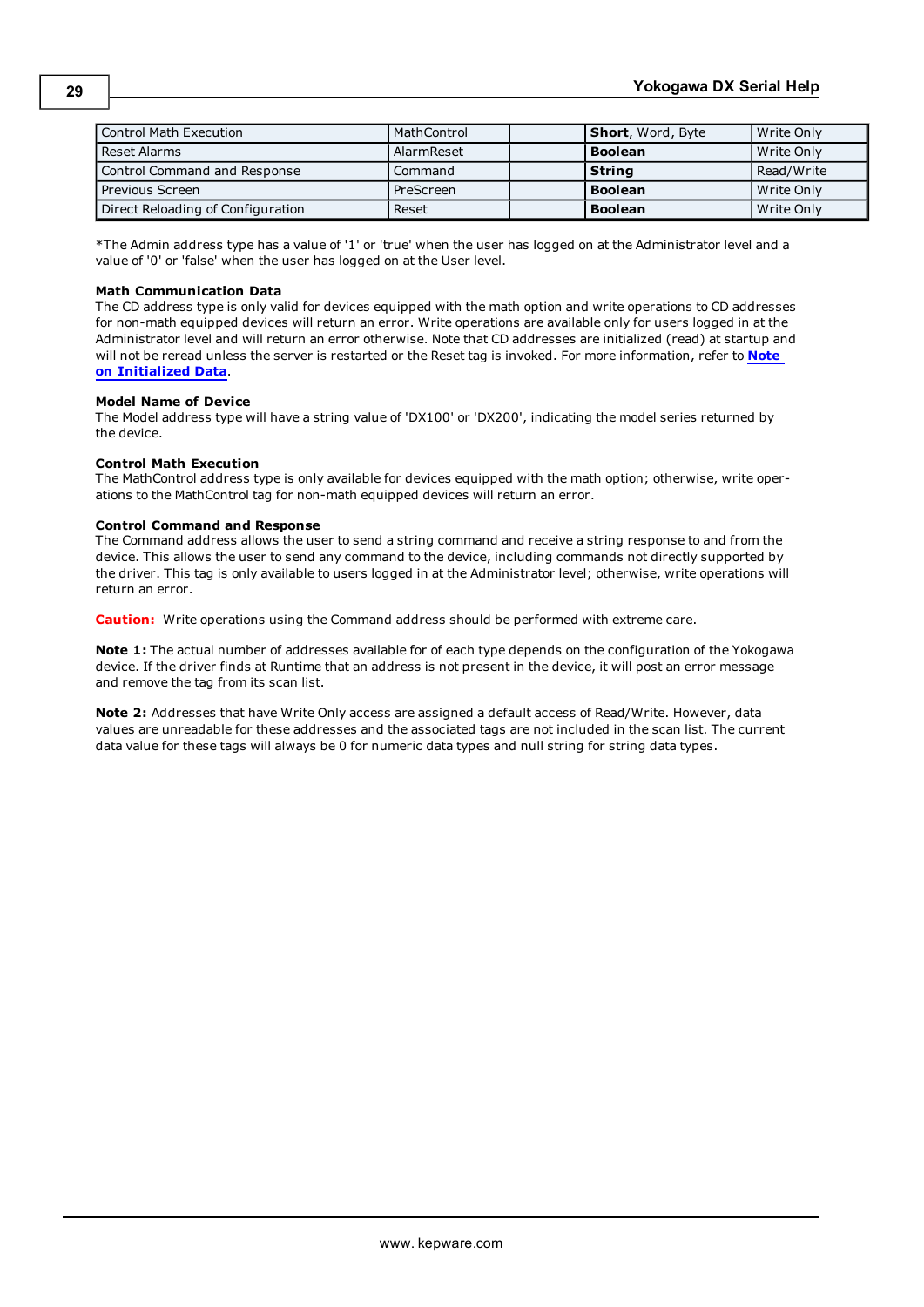| Control Math Execution | MathControl | | **Short**, Word, Byte | Write Only |
|---|---|---|---|---|
| Reset Alarms | AlarmReset | | **Boolean** | Write Only |
| Control Command and Response | Command | | **String** | Read/Write |
| Previous Screen | PreScreen | | **Boolean** | Write Only |
| Direct Reloading of Configuration | Reset | | **Boolean** | Write Only |

*The Admin address type has a value of '1' or 'true' when the user has logged on at the Administrator level and a value of '0' or 'false' when the user has logged on at the User level.

**Math Communication Data**
The CD address type is only valid for devices equipped with the math option and write operations to CD addresses for non-math equipped devices will return an error. Write operations are available only for users logged in at the Administrator level and will return an error otherwise. Note that CD addresses are initialized (read) at startup and will not be reread unless the server is restarted or the Reset tag is invoked. For more information, refer to **Note on Initialized Data**.

**Model Name of Device**
The Model address type will have a string value of 'DX100' or 'DX200', indicating the model series returned by the device.

**Control Math Execution**
The MathControl address type is only available for devices equipped with the math option; otherwise, write operations to the MathControl tag for non-math equipped devices will return an error.

**Control Command and Response**
The Command address allows the user to send a string command and receive a string response to and from the device. This allows the user to send any command to the device, including commands not directly supported by the driver. This tag is only available to users logged in at the Administrator level; otherwise, write operations will return an error.

**Caution:** Write operations using the Command address should be performed with extreme care.

**Note 1:** The actual number of addresses available for of each type depends on the configuration of the Yokogawa device. If the driver finds at Runtime that an address is not present in the device, it will post an error message and remove the tag from its scan list.

**Note 2:** Addresses that have Write Only access are assigned a default access of Read/Write. However, data values are unreadable for these addresses and the associated tags are not included in the scan list. The current data value for these tags will always be 0 for numeric data types and null string for string data types.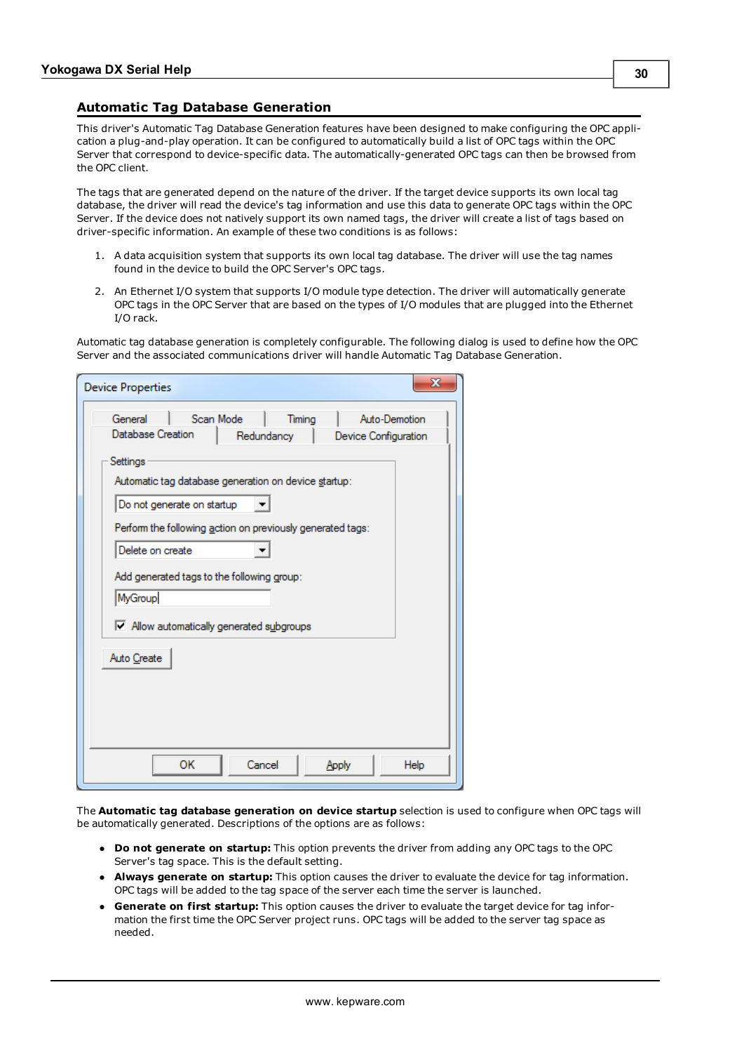## Automatic Tag Database Generation

This driver's Automatic Tag Database Generation features have been designed to make configuring the OPC application a plug-and-play operation. It can be configured to automatically build a list of OPC tags within the OPC Server that correspond to device-specific data. The automatically-generated OPC tags can then be browsed from the OPC client.

The tags that are generated depend on the nature of the driver. If the target device supports its own local tag database, the driver will read the device's tag information and use this data to generate OPC tags within the OPC Server. If the device does not natively support its own named tags, the driver will create a list of tags based on driver-specific information. An example of these two conditions is as follows:

1. A data acquisition system that supports its own local tag database. The driver will use the tag names found in the device to build the OPC Server's OPC tags.
2. An Ethernet I/O system that supports I/O module type detection. The driver will automatically generate OPC tags in the OPC Server that are based on the types of I/O modules that are plugged into the Ethernet I/O rack.

Automatic tag database generation is completely configurable. The following dialog is used to define how the OPC Server and the associated communications driver will handle Automatic Tag Database Generation.

The **Automatic tag database generation on device startup** selection is used to configure when OPC tags will be automatically generated. Descriptions of the options are as follows:

- **Do not generate on startup:** This option prevents the driver from adding any OPC tags to the OPC Server's tag space. This is the default setting.
- **Always generate on startup:** This option causes the driver to evaluate the device for tag information. OPC tags will be added to the tag space of the server each time the server is launched.
- **Generate on first startup:** This option causes the driver to evaluate the target device for tag information the first time the OPC Server project runs. OPC tags will be added to the server tag space as needed.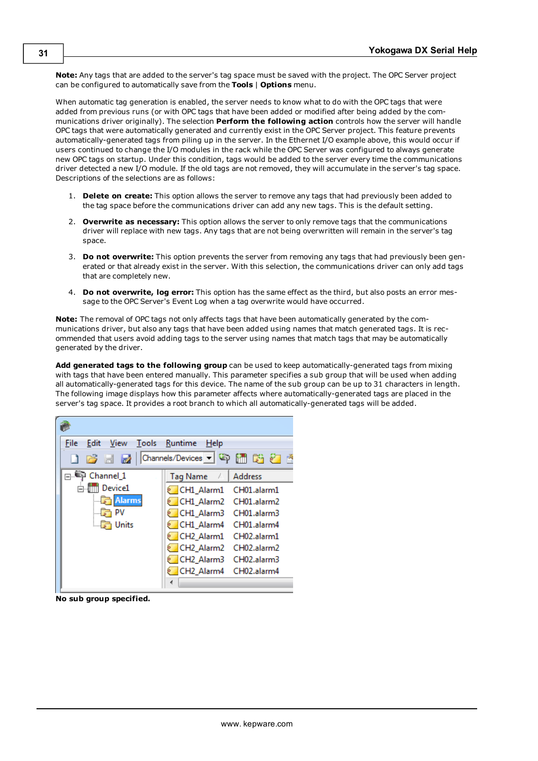**Note:** Any tags that are added to the server's tag space must be saved with the project. The OPC Server project can be configured to automatically save from the **Tools** | **Options** menu.

When automatic tag generation is enabled, the server needs to know what to do with the OPC tags that were added from previous runs (or with OPC tags that have been added or modified after being added by the communications driver originally). The selection **Perform the following action** controls how the server will handle OPC tags that were automatically generated and currently exist in the OPC Server project. This feature prevents automatically-generated tags from piling up in the server. In the Ethernet I/O example above, this would occur if users continued to change the I/O modules in the rack while the OPC Server was configured to always generate new OPC tags on startup. Under this condition, tags would be added to the server every time the communications driver detected a new I/O module. If the old tags are not removed, they will accumulate in the server's tag space. Descriptions of the selections are as follows:

1. **Delete on create:** This option allows the server to remove any tags that had previously been added to the tag space before the communications driver can add any new tags. This is the default setting.
2. **Overwrite as necessary:** This option allows the server to only remove tags that the communications driver will replace with new tags. Any tags that are not being overwritten will remain in the server's tag space.
3. **Do not overwrite:** This option prevents the server from removing any tags that had previously been generated or that already exist in the server. With this selection, the communications driver can only add tags that are completely new.
4. **Do not overwrite, log error:** This option has the same effect as the third, but also posts an error message to the OPC Server's Event Log when a tag overwrite would have occurred.

**Note:** The removal of OPC tags not only affects tags that have been automatically generated by the communications driver, but also any tags that have been added using names that match generated tags. It is recommended that users avoid adding tags to the server using names that match tags that may be automatically generated by the driver.

**Add generated tags to the following group** can be used to keep automatically-generated tags from mixing with tags that have been entered manually. This parameter specifies a sub group that will be used when adding all automatically-generated tags for this device. The name of the sub group can be up to 31 characters in length. The following image displays how this parameter affects where automatically-generated tags are placed in the server's tag space. It provides a root branch to which all automatically-generated tags will be added.

**No sub group specified.**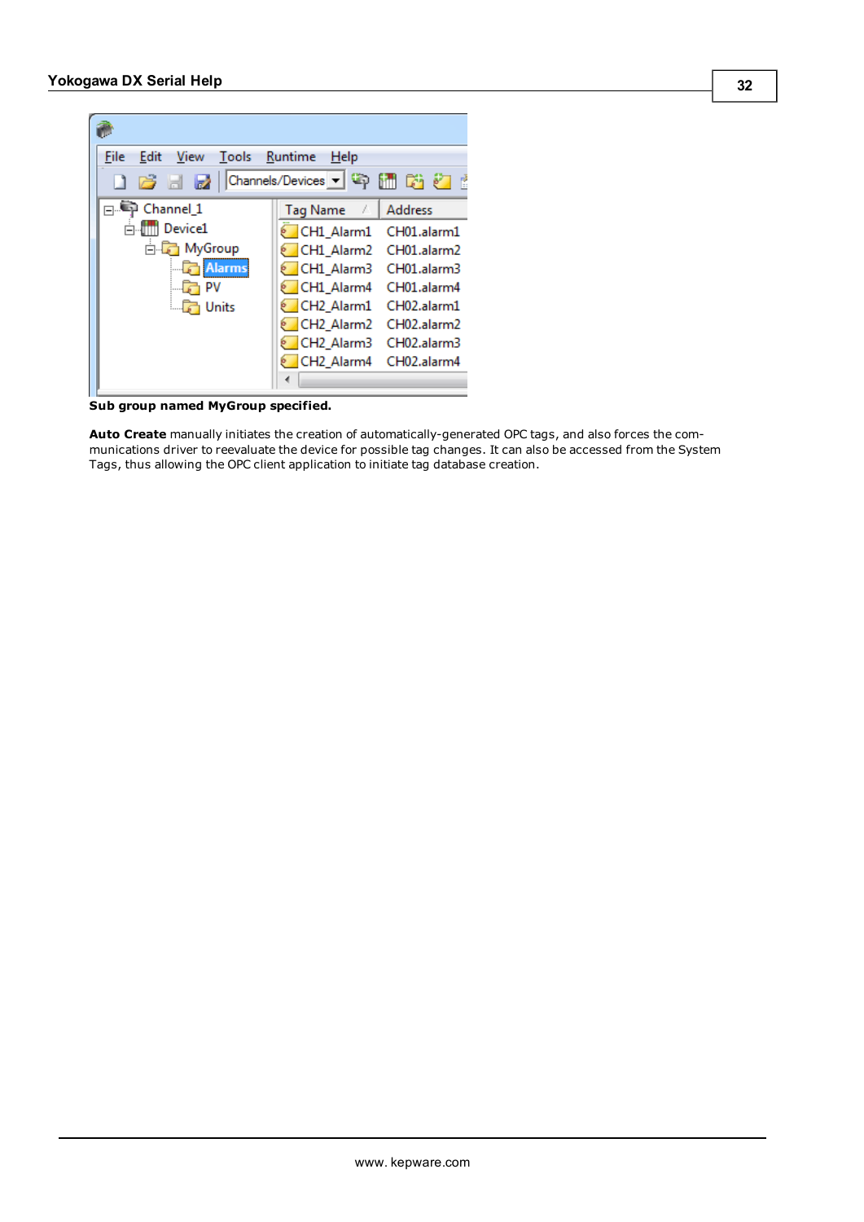**Sub group named MyGroup specified.**

**Auto Create** manually initiates the creation of automatically-generated OPC tags, and also forces the communications driver to reevaluate the device for possible tag changes. It can also be accessed from the System Tags, thus allowing the OPC client application to initiate tag database creation.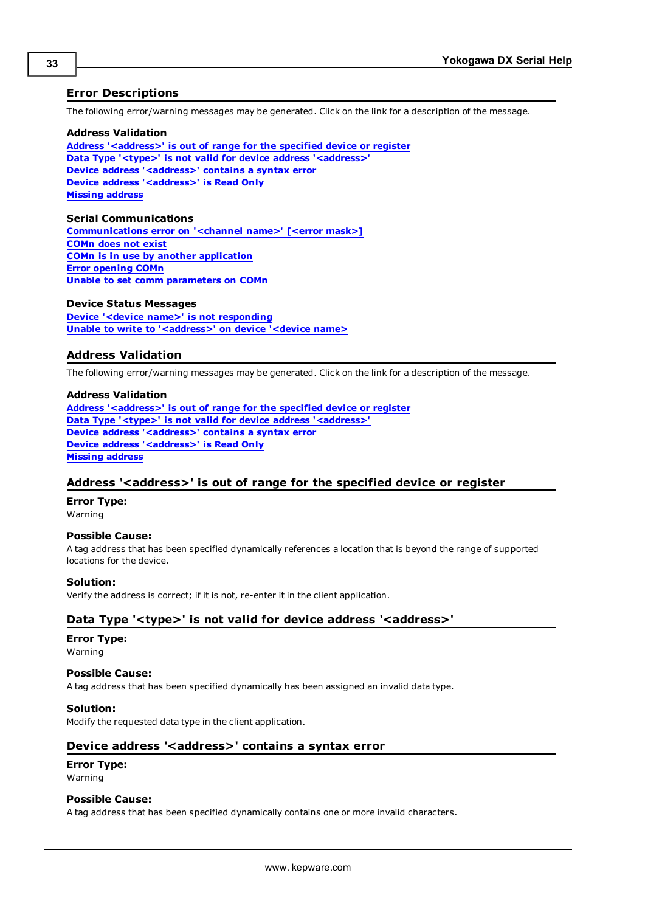## Error Descriptions

The following error/warning messages may be generated. Click on the link for a description of the message.

**Address Validation**

Address '<address>' is out of range for the specified device or register
Data Type '<type>' is not valid for device address '<address>'
Device address '<address>' contains a syntax error
Device address '<address>' is Read Only
Missing address

**Serial Communications**

Communications error on '<channel name>' [<error mask>]
COMn does not exist
COMn is in use by another application
Error opening COMn
Unable to set comm parameters on COMn

**Device Status Messages**

Device '<device name>' is not responding
Unable to write to '<address>' on device '<device name>

## Address Validation

The following error/warning messages may be generated. Click on the link for a description of the message.

**Address Validation**

Address '<address>' is out of range for the specified device or register
Data Type '<type>' is not valid for device address '<address>'
Device address '<address>' contains a syntax error
Device address '<address>' is Read Only
Missing address

### Address '<address>' is out of range for the specified device or register

**Error Type:**
Warning

**Possible Cause:**
A tag address that has been specified dynamically references a location that is beyond the range of supported locations for the device.

**Solution:**
Verify the address is correct; if it is not, re-enter it in the client application.

### Data Type '<type>' is not valid for device address '<address>'

**Error Type:**
Warning

**Possible Cause:**
A tag address that has been specified dynamically has been assigned an invalid data type.

**Solution:**
Modify the requested data type in the client application.

### Device address '<address>' contains a syntax error

**Error Type:**
Warning

**Possible Cause:**
A tag address that has been specified dynamically contains one or more invalid characters.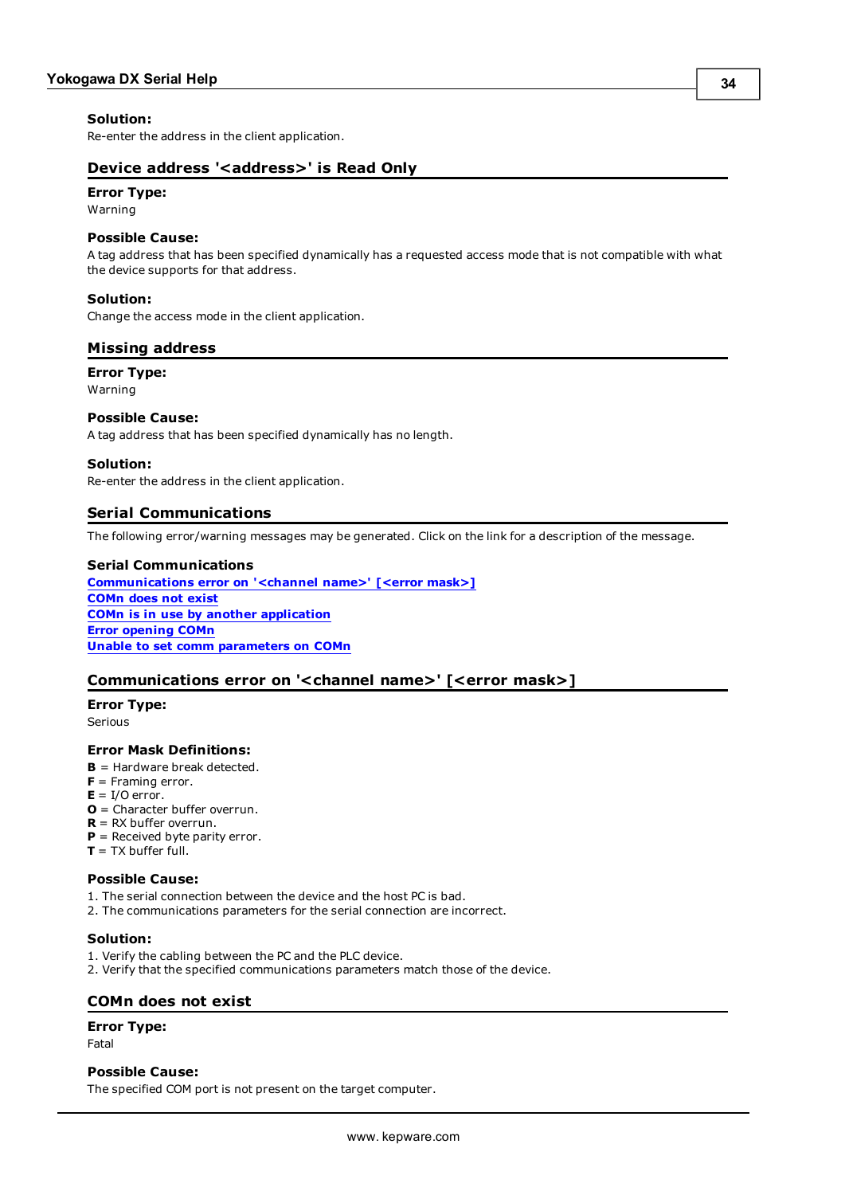**Solution:**
Re-enter the address in the client application.

## Device address '<address>' is Read Only

**Error Type:**
Warning

**Possible Cause:**
A tag address that has been specified dynamically has a requested access mode that is not compatible with what the device supports for that address.

**Solution:**
Change the access mode in the client application.

## Missing address

**Error Type:**
Warning

**Possible Cause:**
A tag address that has been specified dynamically has no length.

**Solution:**
Re-enter the address in the client application.

## Serial Communications

The following error/warning messages may be generated. Click on the link for a description of the message.

**Serial Communications**
**Communications error on '<channel name>' [<error mask>]**
**COMn does not exist**
**COMn is in use by another application**
**Error opening COMn**
**Unable to set comm parameters on COMn**

## Communications error on '<channel name>' [<error mask>]

**Error Type:**
Serious

**Error Mask Definitions:**
**B** = Hardware break detected.
**F** = Framing error.
**E** = I/O error.
**O** = Character buffer overrun.
**R** = RX buffer overrun.
**P** = Received byte parity error.
**T** = TX buffer full.

**Possible Cause:**
1. The serial connection between the device and the host PC is bad.
2. The communications parameters for the serial connection are incorrect.

**Solution:**
1. Verify the cabling between the PC and the PLC device.
2. Verify that the specified communications parameters match those of the device.

## COMn does not exist

**Error Type:**
Fatal

**Possible Cause:**
The specified COM port is not present on the target computer.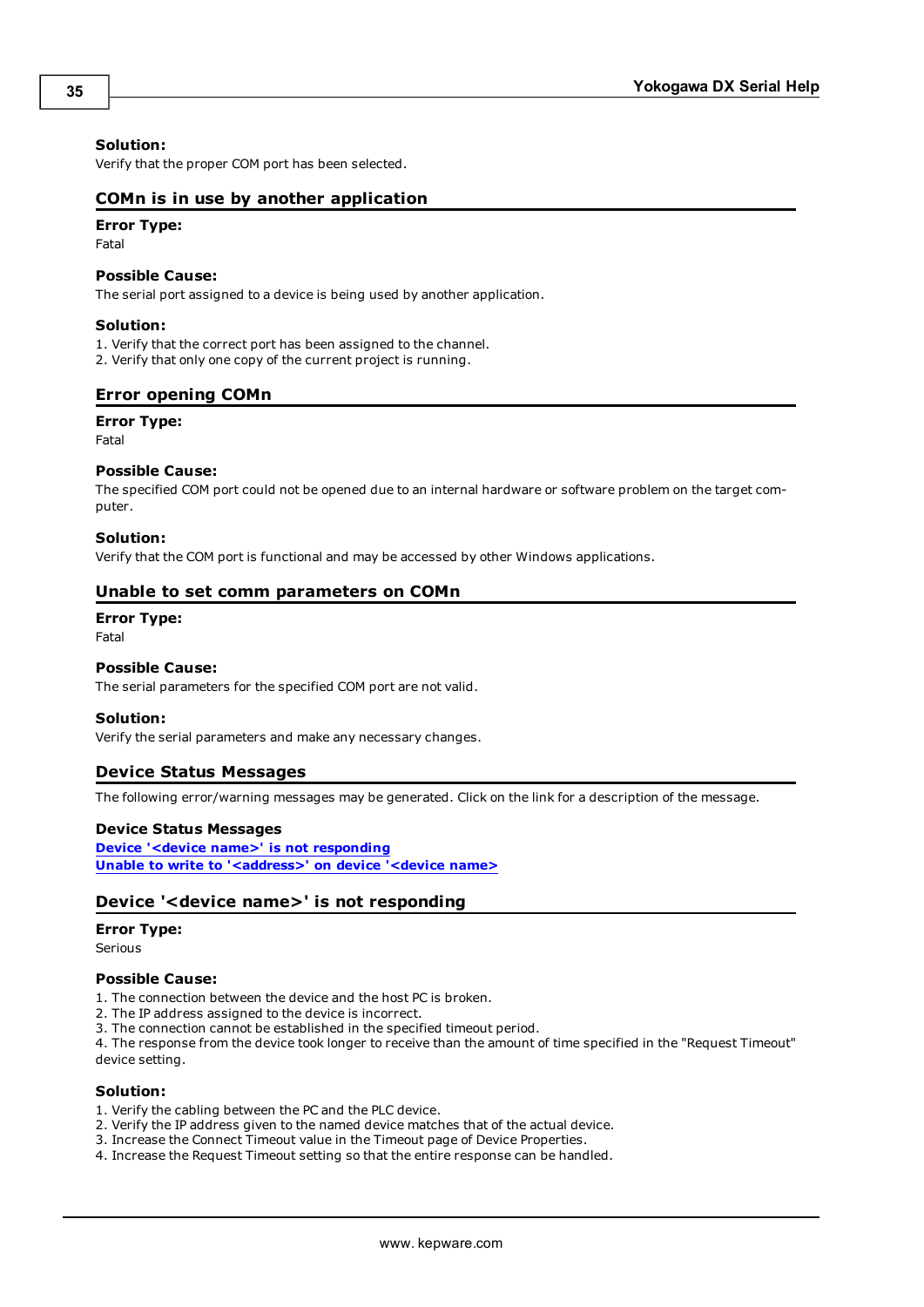**Solution:**
Verify that the proper COM port has been selected.

## COMn is in use by another application

**Error Type:**
Fatal

**Possible Cause:**
The serial port assigned to a device is being used by another application.

**Solution:**
1. Verify that the correct port has been assigned to the channel.
2. Verify that only one copy of the current project is running.

## Error opening COMn

**Error Type:**
Fatal

**Possible Cause:**
The specified COM port could not be opened due to an internal hardware or software problem on the target computer.

**Solution:**
Verify that the COM port is functional and may be accessed by other Windows applications.

## Unable to set comm parameters on COMn

**Error Type:**
Fatal

**Possible Cause:**
The serial parameters for the specified COM port are not valid.

**Solution:**
Verify the serial parameters and make any necessary changes.

## Device Status Messages

The following error/warning messages may be generated. Click on the link for a description of the message.

**Device Status Messages**
**Device '<device name>' is not responding**
**Unable to write to '<address>' on device '<device name>**

## Device '<device name>' is not responding

**Error Type:**
Serious

**Possible Cause:**
1. The connection between the device and the host PC is broken.
2. The IP address assigned to the device is incorrect.
3. The connection cannot be established in the specified timeout period.
4. The response from the device took longer to receive than the amount of time specified in the "Request Timeout" device setting.

**Solution:**
1. Verify the cabling between the PC and the PLC device.
2. Verify the IP address given to the named device matches that of the actual device.
3. Increase the Connect Timeout value in the Timeout page of Device Properties.
4. Increase the Request Timeout setting so that the entire response can be handled.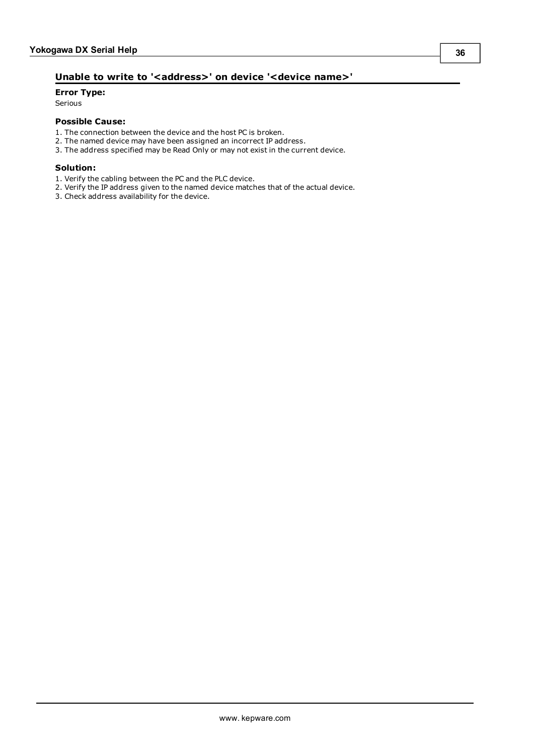### Unable to write to '<address>' on device '<device name>'

**Error Type:**

Serious

**Possible Cause:**

1. The connection between the device and the host PC is broken.
2. The named device may have been assigned an incorrect IP address.
3. The address specified may be Read Only or may not exist in the current device.

**Solution:**

1. Verify the cabling between the PC and the PLC device.
2. Verify the IP address given to the named device matches that of the actual device.
3. Check address availability for the device.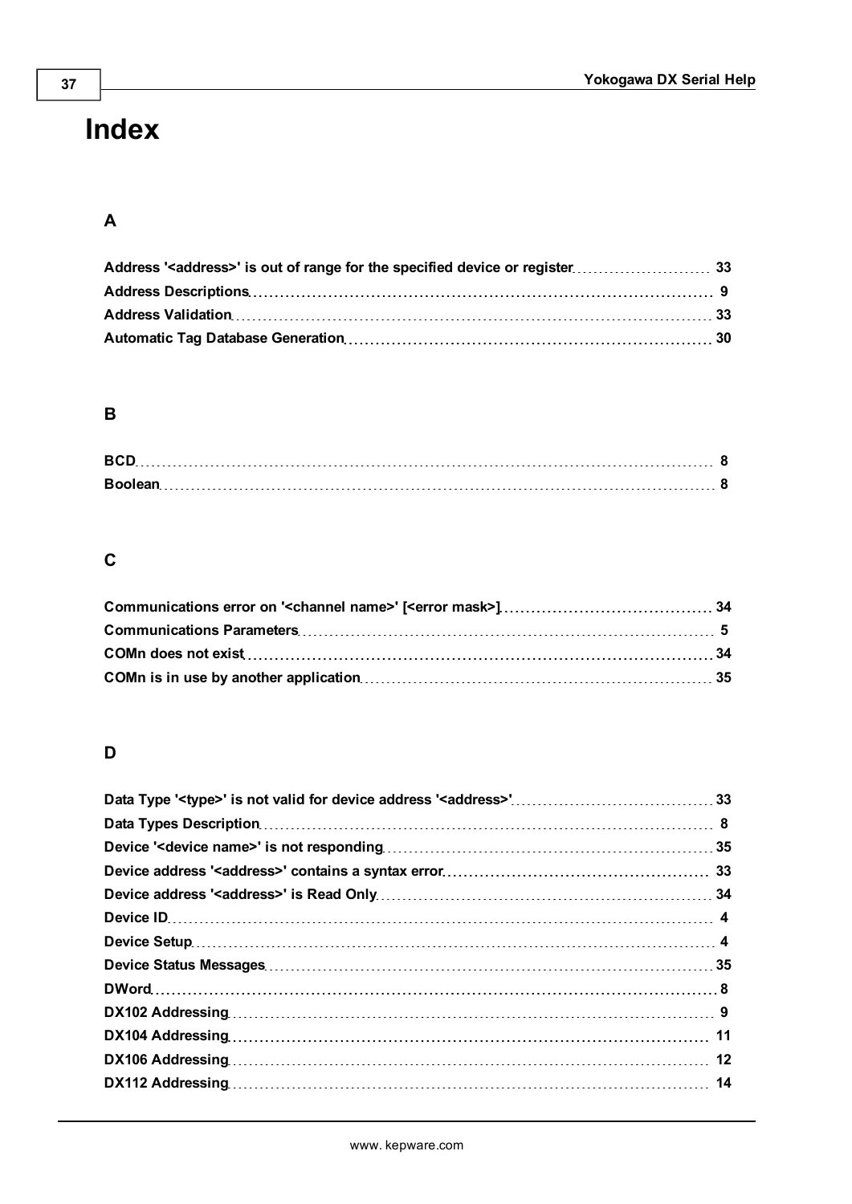# Index

## A

Address '<address>' is out of range for the specified device or register 33
Address Descriptions 9
Address Validation 33
Automatic Tag Database Generation 30

## B

BCD 8
Boolean 8

## C

Communications error on '<channel name>' [<error mask>] 34
Communications Parameters 5
COMn does not exist 34
COMn is in use by another application 35

## D

Data Type '<type>' is not valid for device address '<address>' 33
Data Types Description 8
Device '<device name>' is not responding 35
Device address '<address>' contains a syntax error 33
Device address '<address>' is Read Only 34
Device ID 4
Device Setup 4
Device Status Messages 35
DWord 8
DX102 Addressing 9
DX104 Addressing 11
DX106 Addressing 12
DX112 Addressing 14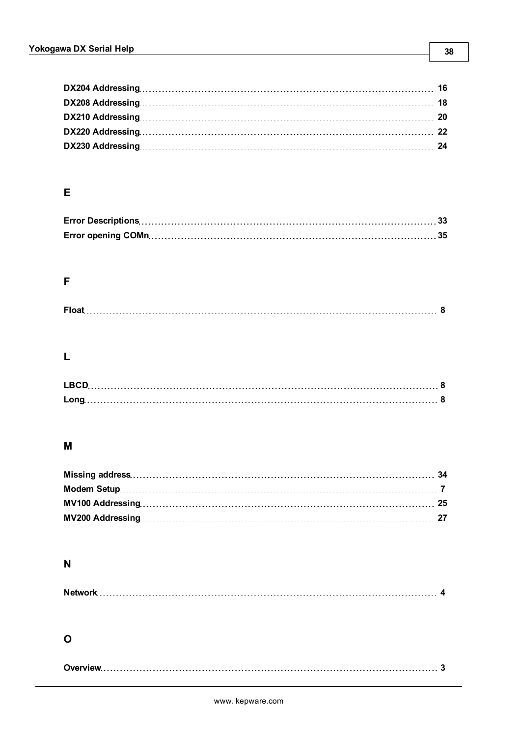**DX204 Addressing** 16
**DX208 Addressing** 18
**DX210 Addressing** 20
**DX220 Addressing** 22
**DX230 Addressing** 24

## E

**Error Descriptions** 33
**Error opening COMn** 35

## F

**Float** 8

## L

**LBCD** 8
**Long** 8

## M

**Missing address** 34
**Modem Setup** 7
**MV100 Addressing** 25
**MV200 Addressing** 27

## N

**Network** 4

## O

**Overview** 3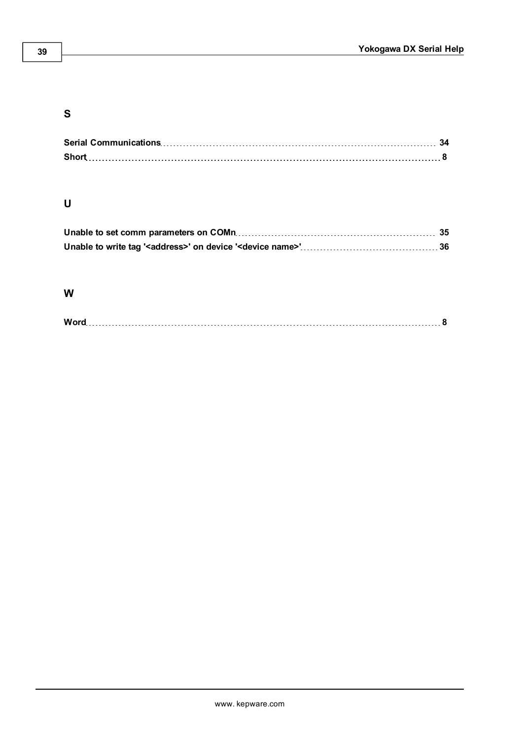## S

**Serial Communications** 34
**Short** 8

## U

**Unable to set comm parameters on COMn** 35
**Unable to write tag '<address>' on device '<device name>'** 36

## W

**Word** 8